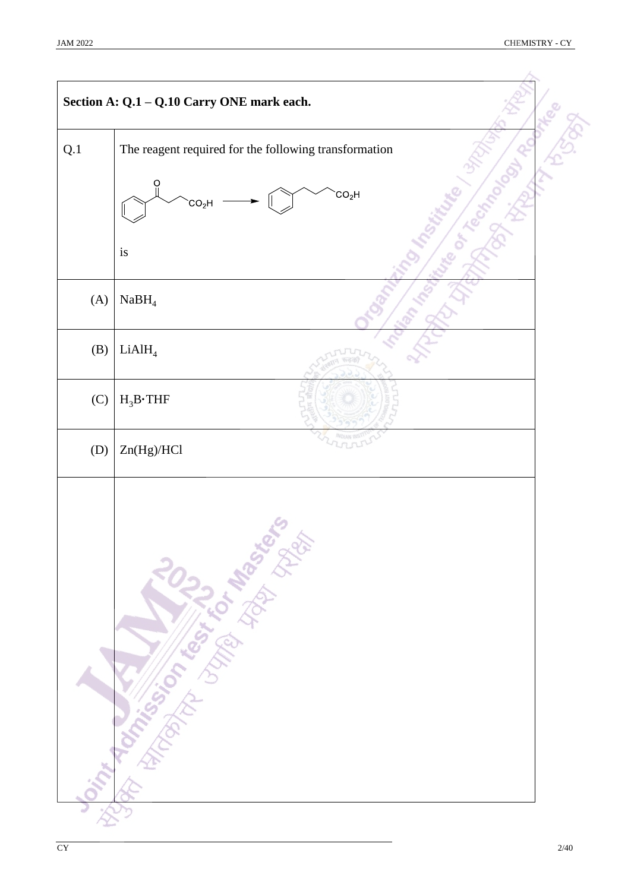**Section A: Q.1 – Q.10 Carry ONE mark each.**

| | |
|---|---|
| Q.1 | The reagent required for the following transformation<br><br>$PhCOCH_2CH_2CO_2H \longrightarrow PhCH_2CH_2CH_2CO_2H$<br><br>is |
| (A) | $NaBH_4$ |
| (B) | $LiAlH_4$ |
| (C) | $H_3B{\cdot}THF$ |
| (D) | Zn(Hg)/HCl |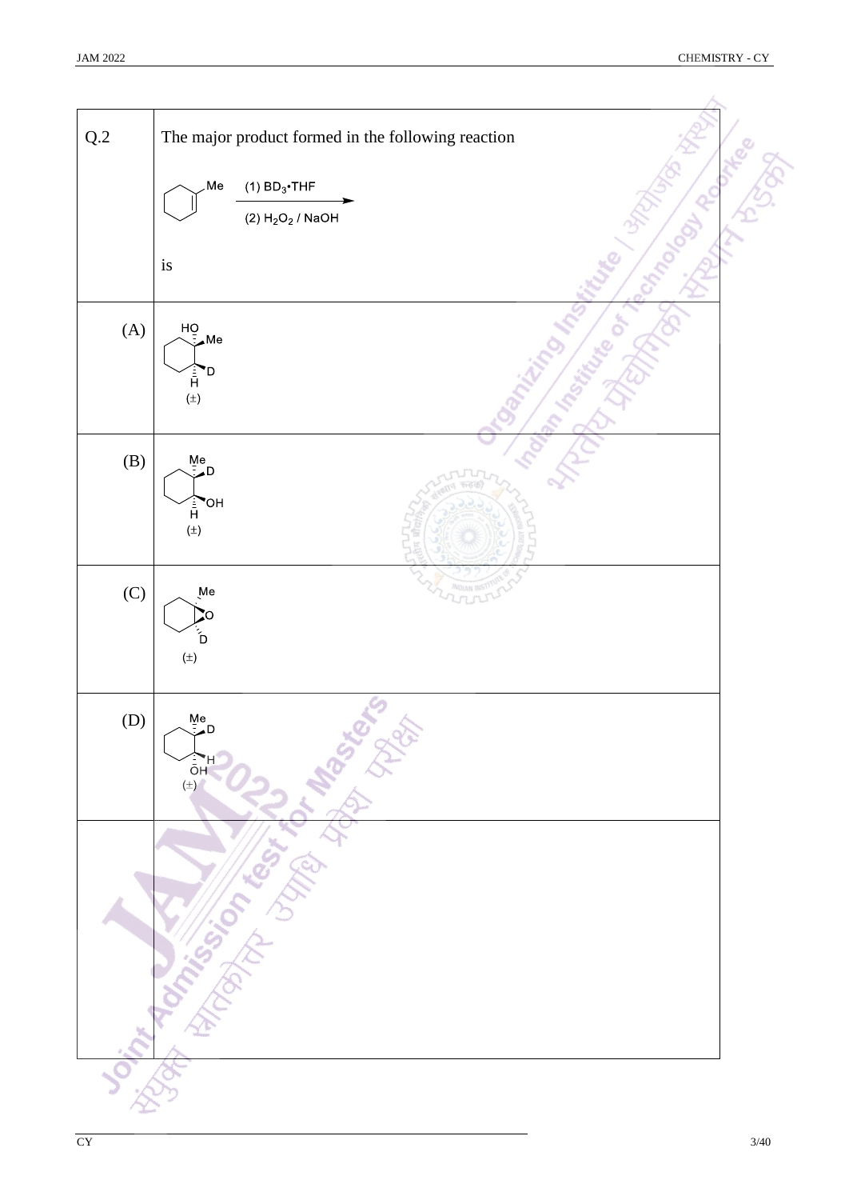| Q.2 | The major product formed in the following reaction<br><br>1-methylcyclohexene $\xrightarrow[\text{(2) } H_2O_2 \text{ / NaOH}]{\text{(1) } BD_3\text{•THF}}$<br><br>is |
|---|---|
| (A) | HO, Me, D, H (±) |
| (B) | Me, D, OH, H (±) |
| (C) | Me, O, D (±) |
| (D) | Me, D, H, OH (±) |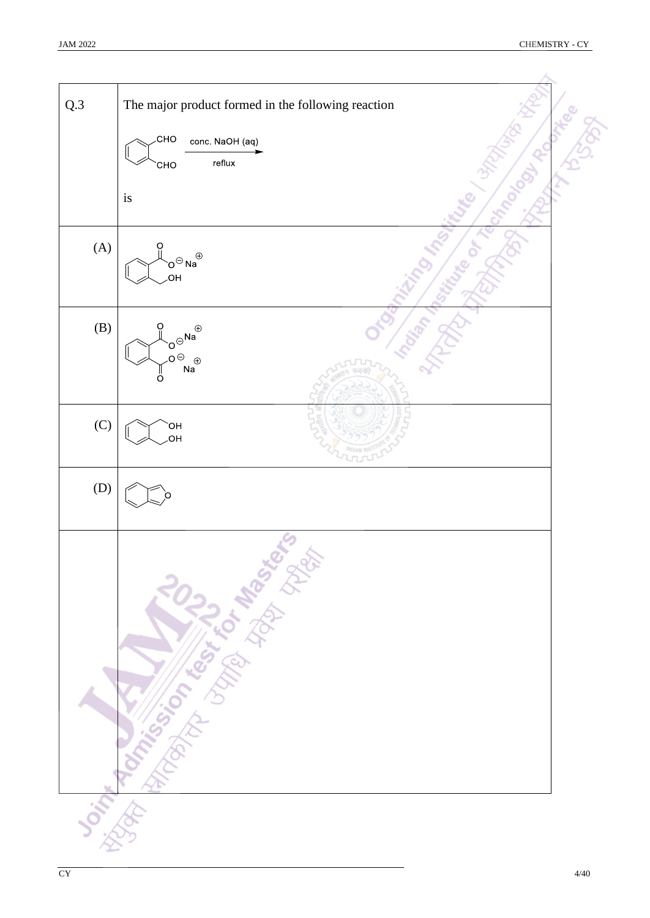| Q.3 | The major product formed in the following reaction<br><br>1,2-benzenedicarbaldehyde (phthalaldehyde, $C_6H_4(CHO)_2$) $\xrightarrow[\text{reflux}]{\text{conc. NaOH (aq)}}$<br><br>is |
| --- | --- |
| (A) | Sodium 2-(hydroxymethyl)benzoate: $C_6H_4(COO^{\ominus}Na^{\oplus})(CH_2OH)$ |
| (B) | Disodium phthalate: $C_6H_4(COO^{\ominus}Na^{\oplus})_2$ |
| (C) | 1,2-Benzenedimethanol: $C_6H_4(CH_2OH)_2$ |
| (D) | Isobenzofuran |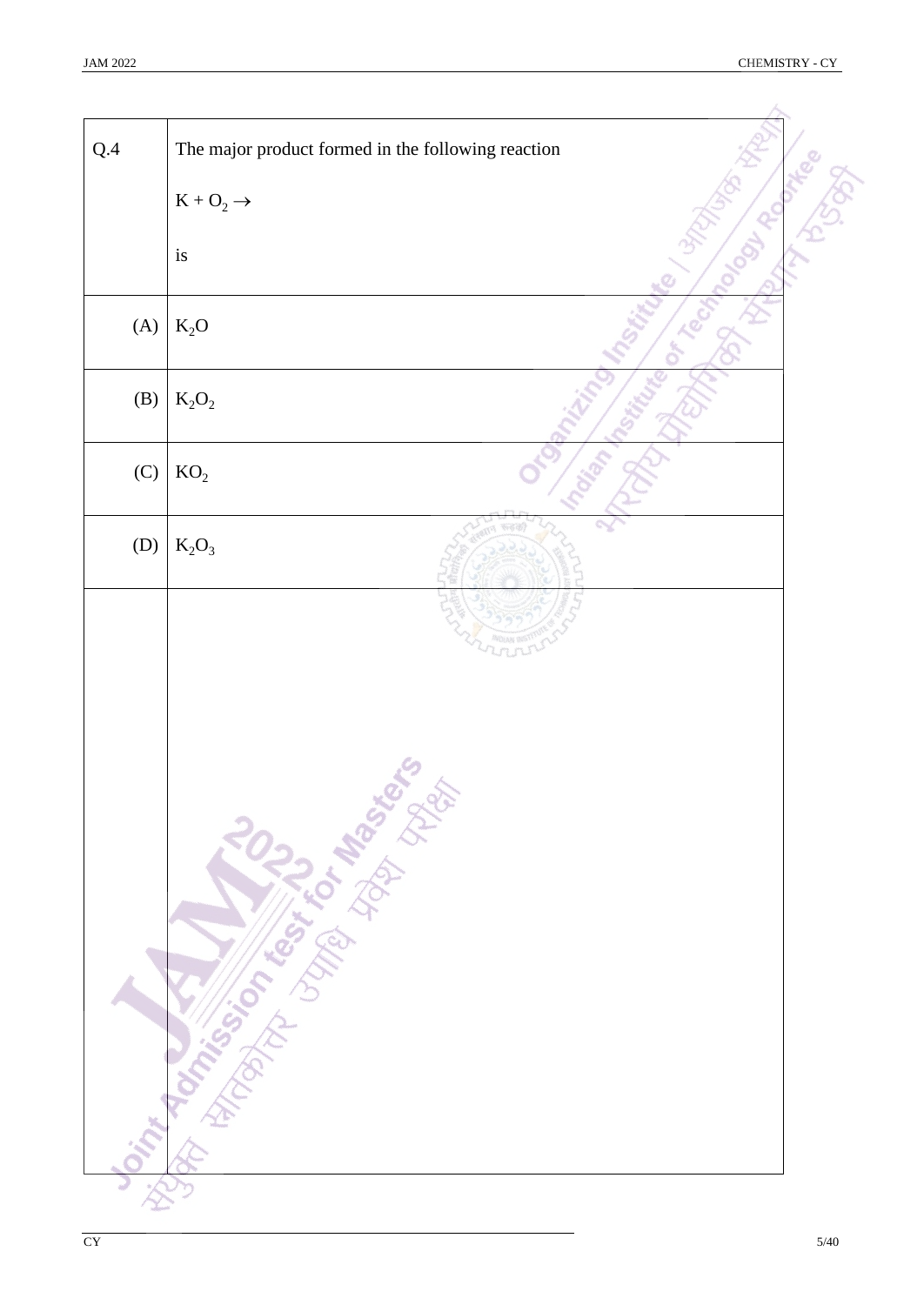| Q.4 | The major product formed in the following reaction<br><br>$K + O_2 \rightarrow$<br><br>is |
| --- | --- |
| (A) | $K_2O$ |
| (B) | $K_2O_2$ |
| (C) | $KO_2$ |
| (D) | $K_2O_3$ |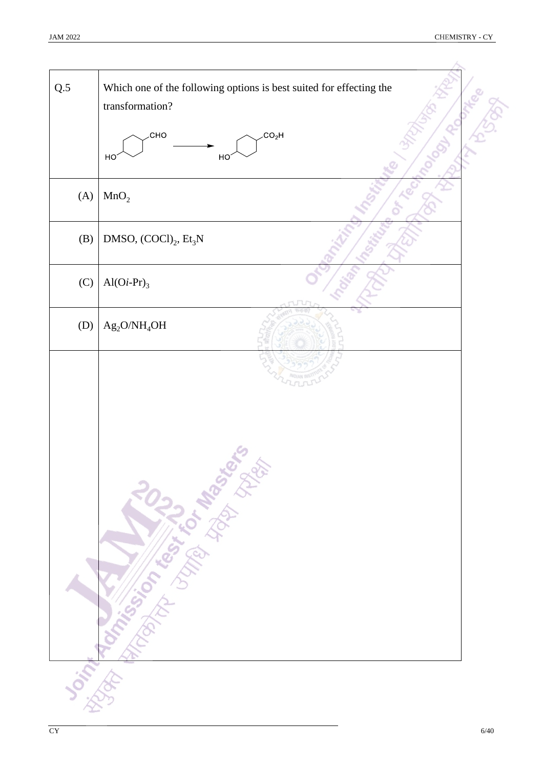| Q.5 | Which one of the following options is best suited for effecting the transformation? |
|---|---|
| (A) | $MnO_2$ |
| (B) | DMSO, $(COCl)_2$, $Et_3N$ |
| (C) | $Al(O\textit{i}\text{-}Pr)_3$ |
| (D) | $Ag_2O/NH_4OH$ |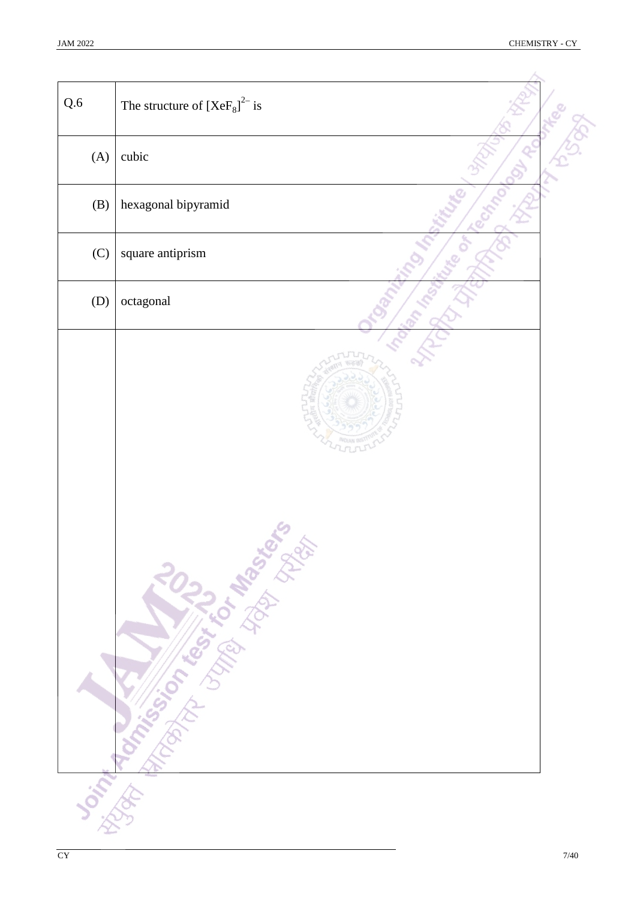| Q.6 | The structure of $[XeF_8]^{2-}$ is |
|---|---|
| (A) | cubic |
| (B) | hexagonal bipyramid |
| (C) | square antiprism |
| (D) | octagonal |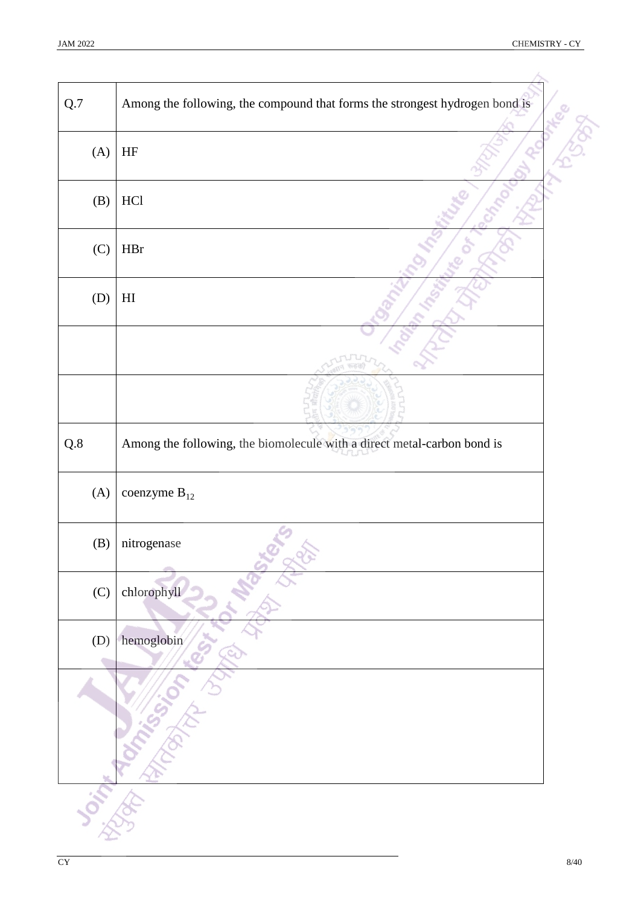| Q.7 | Among the following, the compound that forms the strongest hydrogen bond is |
|---|---|
| (A) | HF |
| (B) | HCl |
| (C) | HBr |
| (D) | HI |

| Q.8 | Among the following, the biomolecule with a direct metal-carbon bond is |
|---|---|
| (A) | coenzyme $B_{12}$ |
| (B) | nitrogenase |
| (C) | chlorophyll |
| (D) | hemoglobin |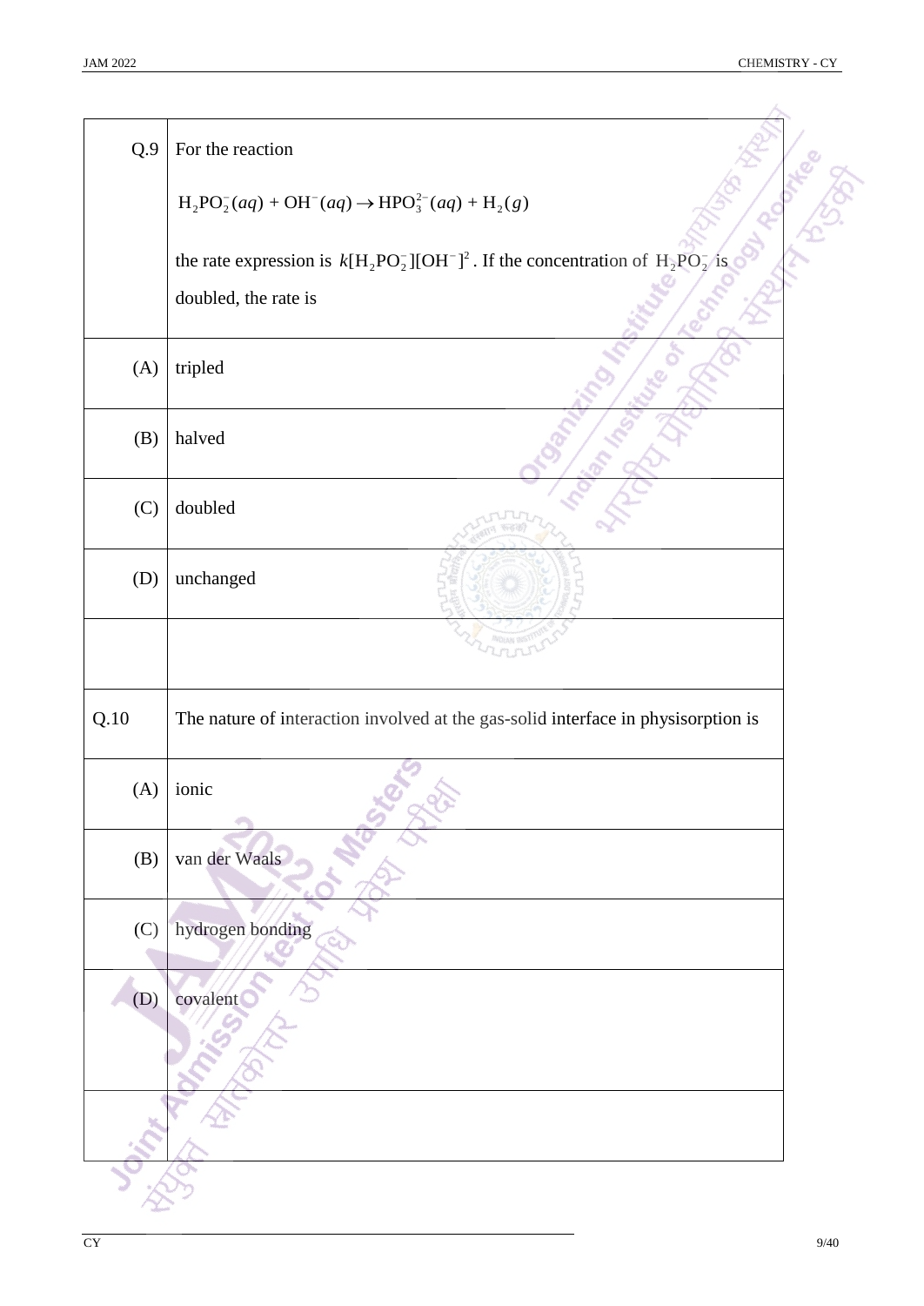| | |
|---|---|
| Q.9 | For the reaction $$H_2PO_2^-(aq) + OH^-(aq) \rightarrow HPO_3^{2-}(aq) + H_2(g)$$ the rate expression is $k[H_2PO_2^-][OH^-]^2$. If the concentration of $H_2PO_2^-$ is doubled, the rate is |
| (A) | tripled |
| (B) | halved |
| (C) | doubled |
| (D) | unchanged |

| | |
|---|---|
| Q.10 | The nature of interaction involved at the gas-solid interface in physisorption is |
| (A) | ionic |
| (B) | van der Waals |
| (C) | hydrogen bonding |
| (D) | covalent |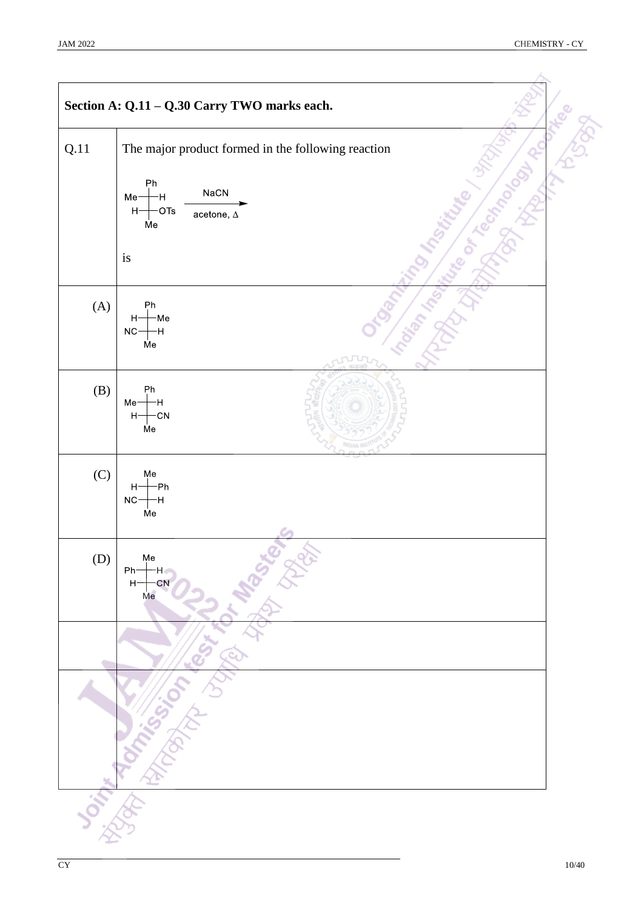**Section A: Q.11 – Q.30 Carry TWO marks each.**

Q.11 The major product formed in the following reaction

Fischer projection: top Ph; row 1: Me — C — H; row 2: H — C — OTs; bottom Me

$\xrightarrow[\text{acetone, } \Delta]{\text{NaCN}}$

is

(A) Fischer projection: top Ph; row 1: H — C — Me; row 2: NC — C — H; bottom Me

(B) Fischer projection: top Ph; row 1: Me — C — H; row 2: H — C — CN; bottom Me

(C) Fischer projection: top Me; row 1: H — C — Ph; row 2: NC — C — H; bottom Me

(D) Fischer projection: top Me; row 1: Ph — C — H; row 2: H — C — CN; bottom Me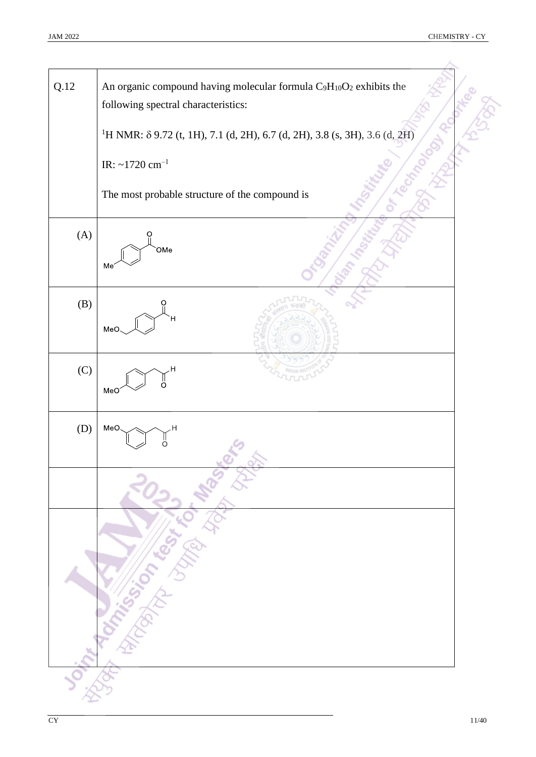Q.12 An organic compound having molecular formula $C_9H_{10}O_2$ exhibits the following spectral characteristics:

$^1$H NMR: $\delta$ 9.72 (t, 1H), 7.1 (d, 2H), 6.7 (d, 2H), 3.8 (s, 3H), 3.6 (d, 2H)

IR: ~1720 cm$^{-1}$

The most probable structure of the compound is

(A) Me–C$_6$H$_4$–C(=O)OMe (para)

(B) MeO–CH$_2$–C$_6$H$_4$–CHO (para)

(C) MeO–C$_6$H$_4$–CH$_2$–CHO (para)

(D) MeO–C$_6$H$_4$–CH$_2$–CHO (meta)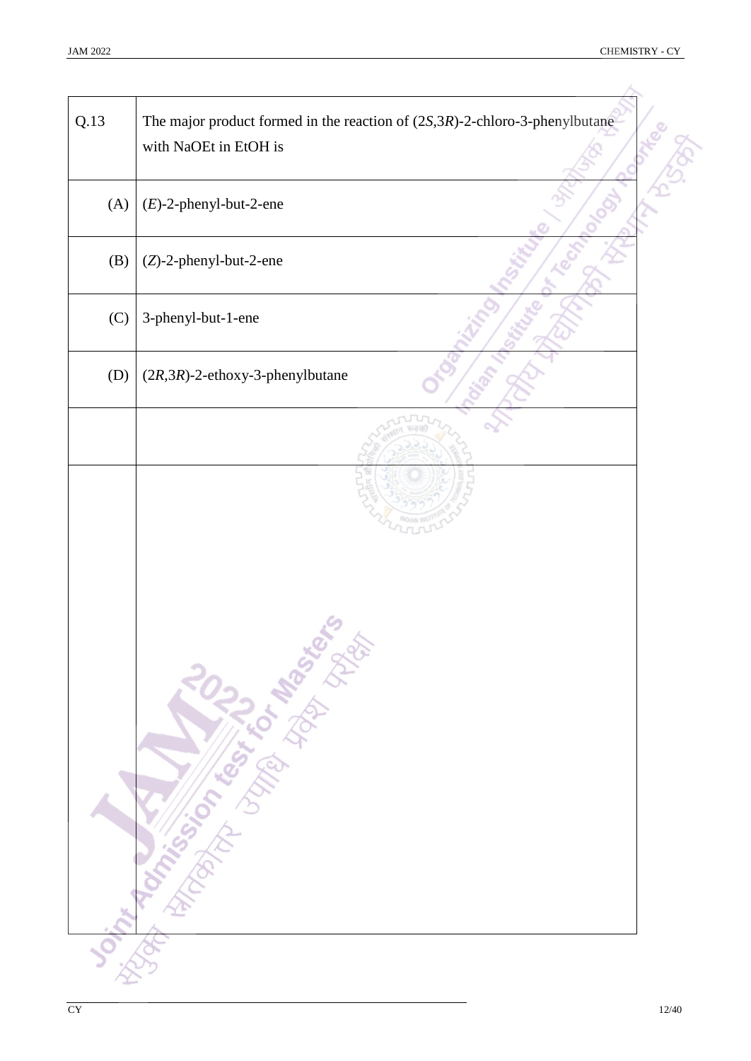| Q.13 | The major product formed in the reaction of (2*S*,3*R*)-2-chloro-3-phenylbutane with NaOEt in EtOH is |
|---|---|
| (A) | (*E*)-2-phenyl-but-2-ene |
| (B) | (*Z*)-2-phenyl-but-2-ene |
| (C) | 3-phenyl-but-1-ene |
| (D) | (2*R*,3*R*)-2-ethoxy-3-phenylbutane |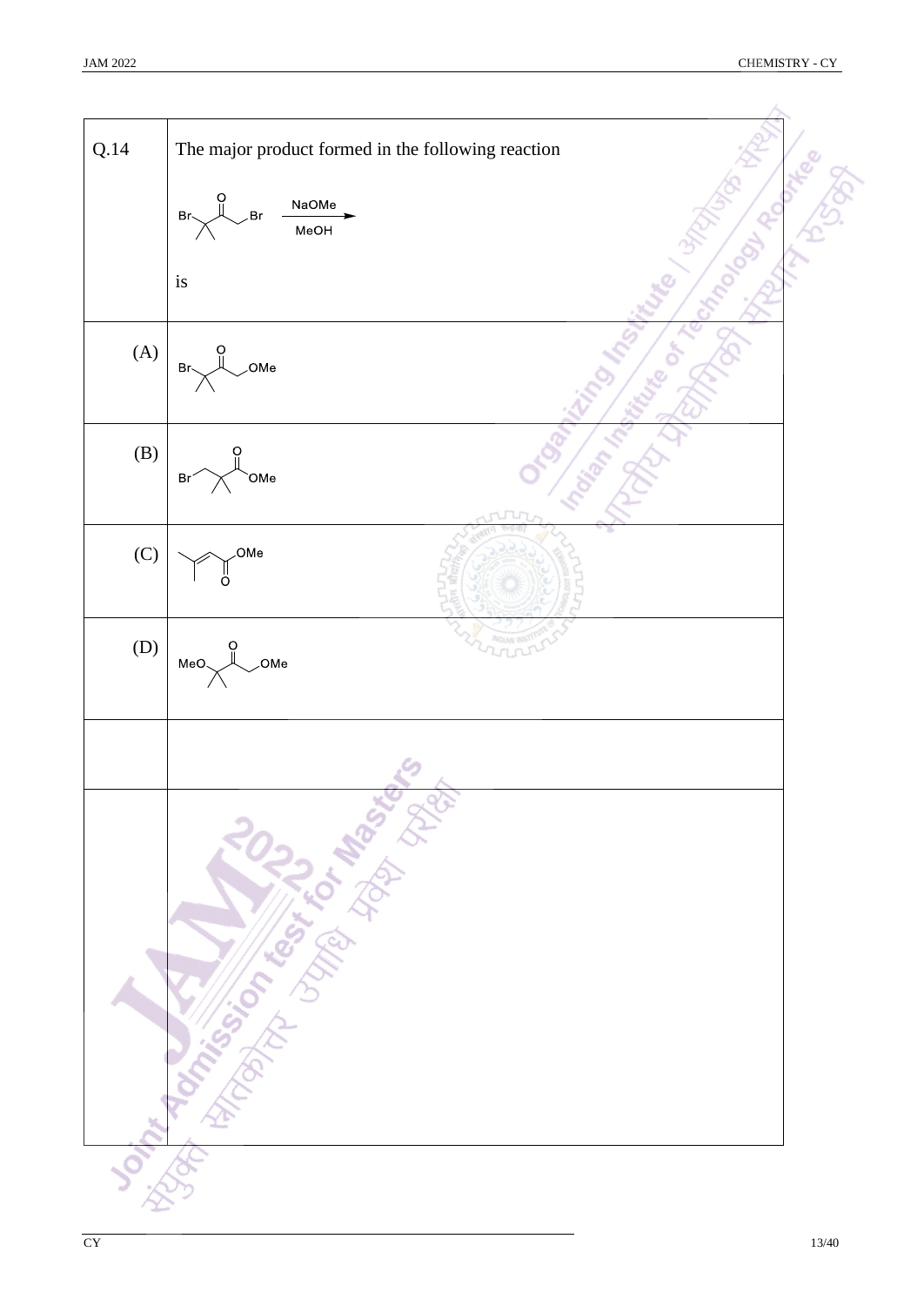Q.14 The major product formed in the following reaction

Br–C(CH_3)_2–C(=O)–CH_2–Br $\xrightarrow[\text{MeOH}]{\text{NaOMe}}$

is

(A) Br–C(CH_3)_2–C(=O)–CH_2–OMe

(B) Br–CH_2–C(CH_3)_2–C(=O)–OMe

(C) (CH_3)_2C=CH–C(=O)–OMe

(D) MeO–C(CH_3)_2–C(=O)–CH_2–OMe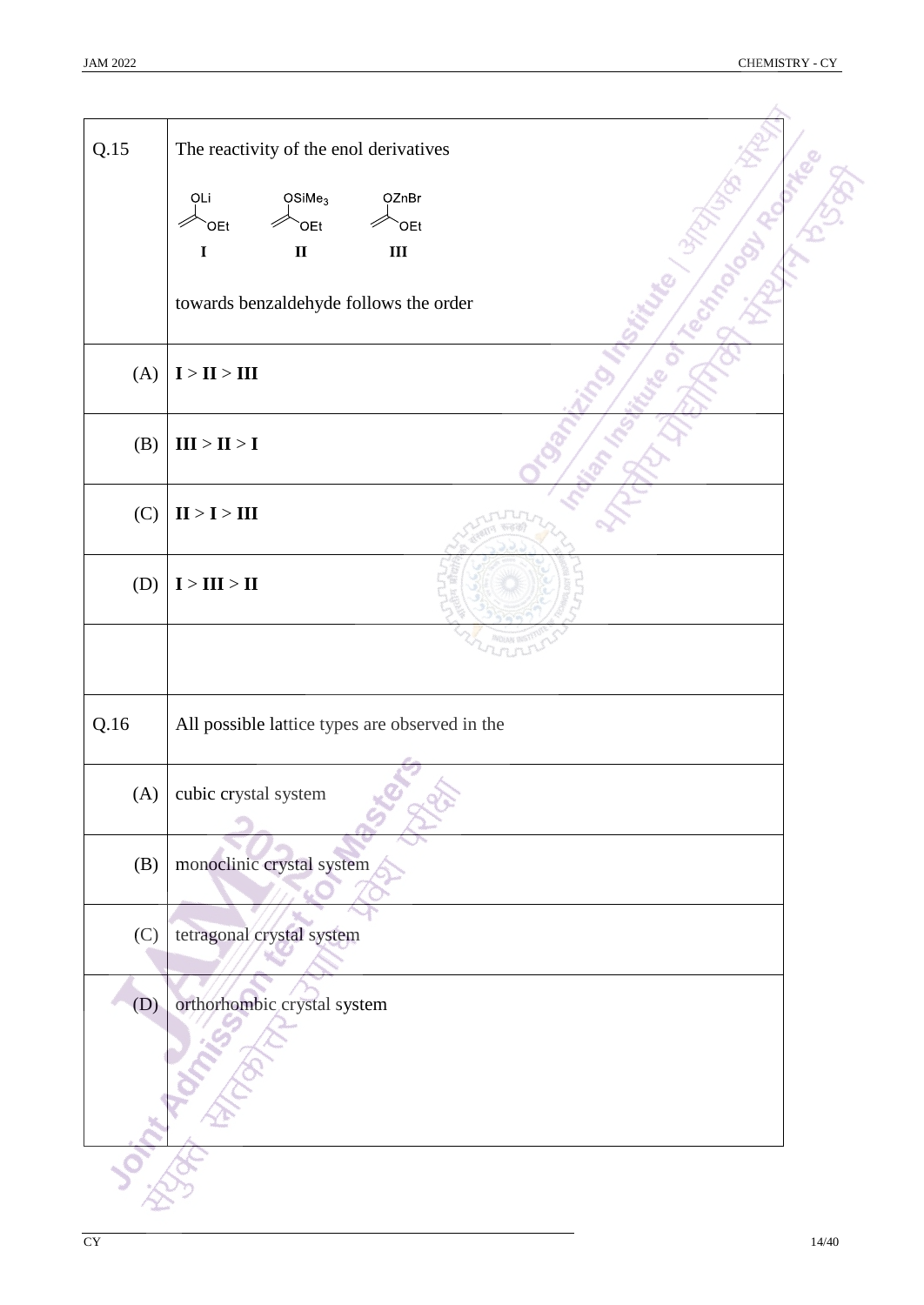| | |
|---|---|
| Q.15 | The reactivity of the enol derivatives<br><br>**I**: $CH_2=C(OLi)OEt$ &nbsp;&nbsp; **II**: $CH_2=C(OSiMe_3)OEt$ &nbsp;&nbsp; **III**: $CH_2=C(OZnBr)OEt$<br><br>towards benzaldehyde follows the order |
| (A) | **I** > **II** > **III** |
| (B) | **III** > **II** > **I** |
| (C) | **II** > **I** > **III** |
| (D) | **I** > **III** > **II** |

| | |
|---|---|
| Q.16 | All possible lattice types are observed in the |
| (A) | cubic crystal system |
| (B) | monoclinic crystal system |
| (C) | tetragonal crystal system |
| (D) | orthorhombic crystal system |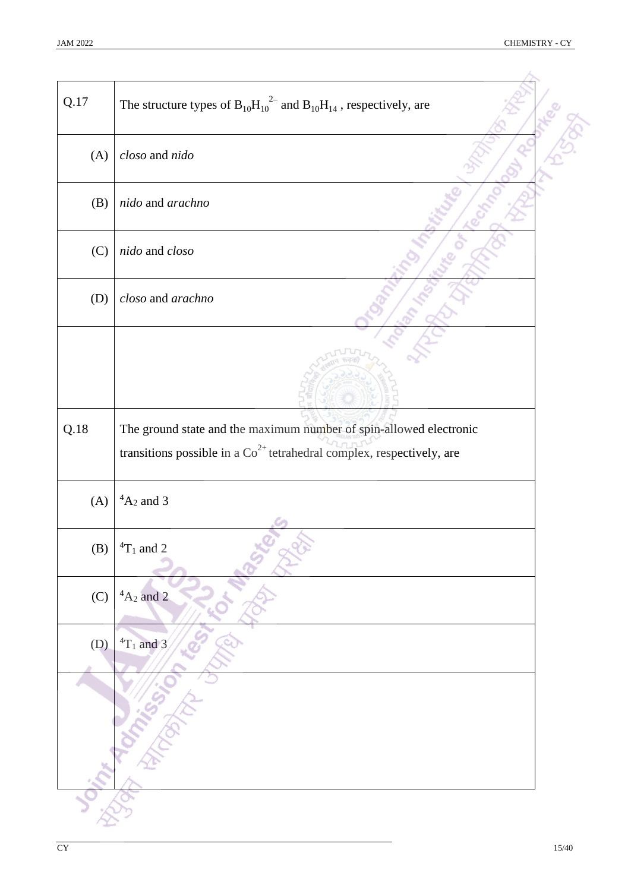| Q.17 | The structure types of $B_{10}H_{10}^{2-}$ and $B_{10}H_{14}$, respectively, are |
|---|---|
| (A) | *closo* and *nido* |
| (B) | *nido* and *arachno* |
| (C) | *nido* and *closo* |
| (D) | *closo* and *arachno* |

| Q.18 | The ground state and the maximum number of spin-allowed electronic transitions possible in a $Co^{2+}$ tetrahedral complex, respectively, are |
|---|---|
| (A) | $^4A_2$ and 3 |
| (B) | $^4T_1$ and 2 |
| (C) | $^4A_2$ and 2 |
| (D) | $^4T_1$ and 3 |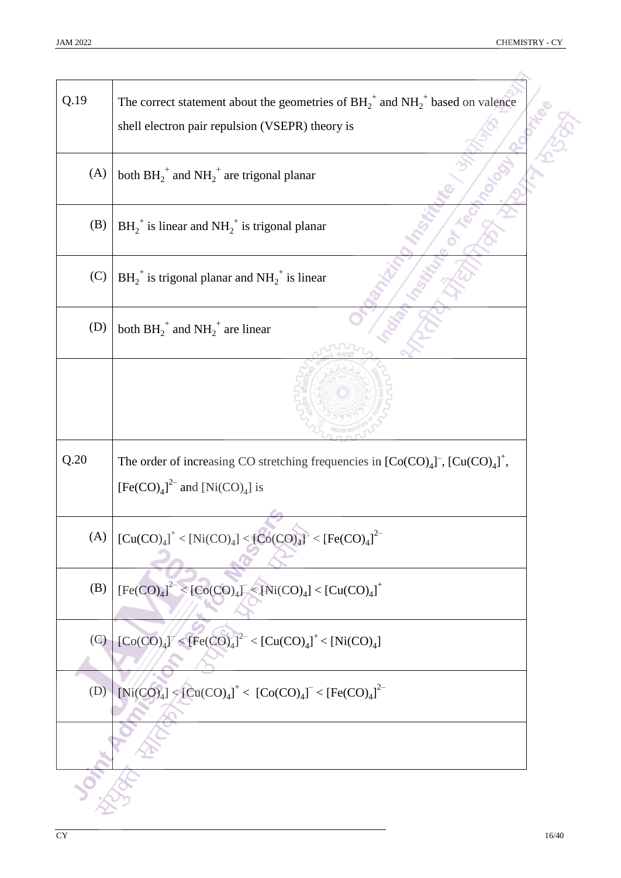| Q.19 | The correct statement about the geometries of $BH_2^+$ and $NH_2^+$ based on valence shell electron pair repulsion (VSEPR) theory is |
|---|---|
| (A) | both $BH_2^+$ and $NH_2^+$ are trigonal planar |
| (B) | $BH_2^+$ is linear and $NH_2^+$ is trigonal planar |
| (C) | $BH_2^+$ is trigonal planar and $NH_2^+$ is linear |
| (D) | both $BH_2^+$ and $NH_2^+$ are linear |

| Q.20 | The order of increasing CO stretching frequencies in $[Co(CO)_4]^-$, $[Cu(CO)_4]^+$, $[Fe(CO)_4]^{2-}$ and $[Ni(CO)_4]$ is |
|---|---|
| (A) | $[Cu(CO)_4]^+ < [Ni(CO)_4] < [Co(CO)_4]^- < [Fe(CO)_4]^{2-}$ |
| (B) | $[Fe(CO)_4]^{2-} < [Co(CO)_4]^- < [Ni(CO)_4] < [Cu(CO)_4]^+$ |
| (C) | $[Co(CO)_4]^- < [Fe(CO)_4]^{2-} < [Cu(CO)_4]^+ < [Ni(CO)_4]$ |
| (D) | $[Ni(CO)_4] < [Cu(CO)_4]^+ < [Co(CO)_4]^- < [Fe(CO)_4]^{2-}$ |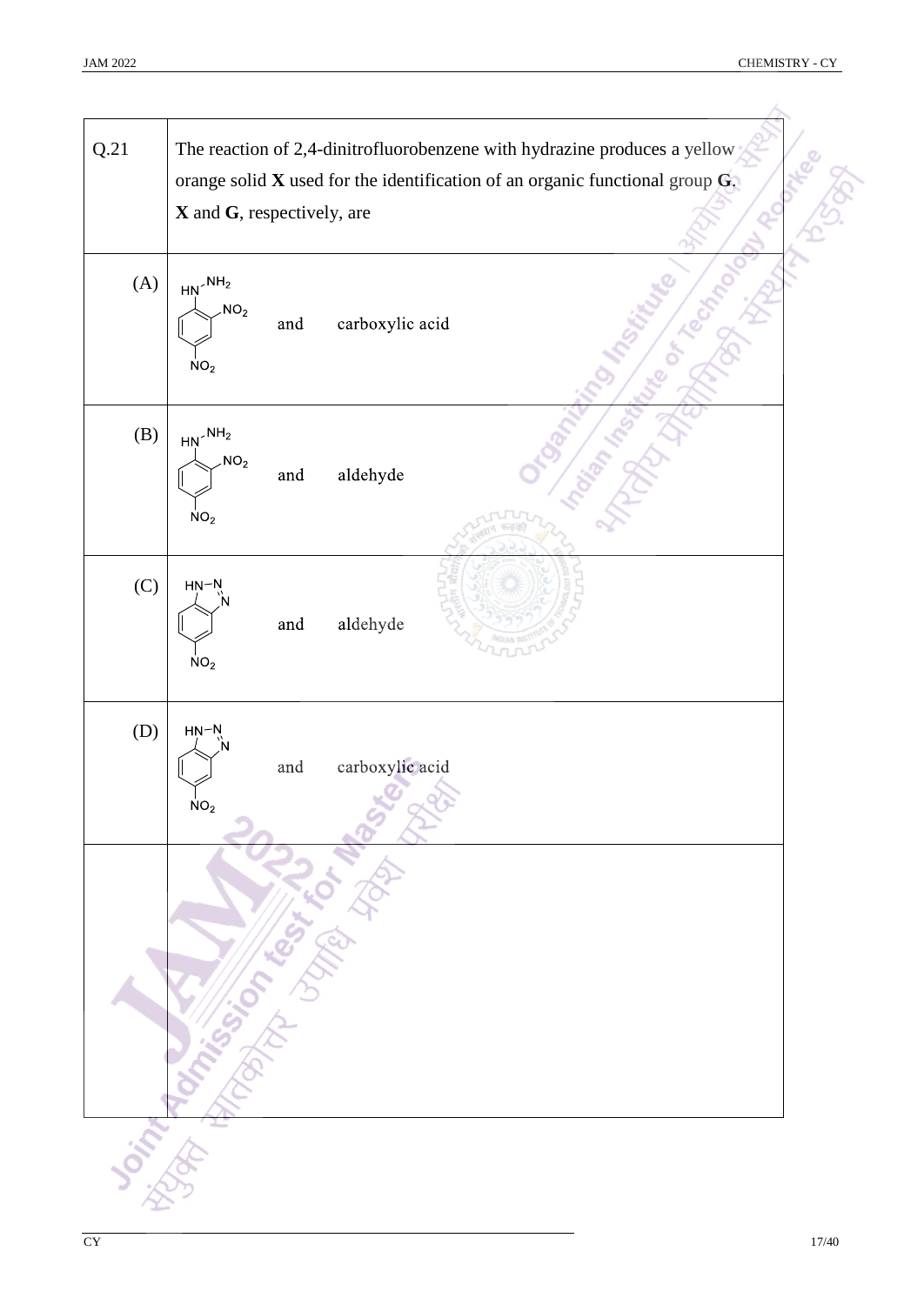**Q.21** The reaction of 2,4-dinitrofluorobenzene with hydrazine produces a yellow orange solid **X** used for the identification of an organic functional group **G**. **X** and **G**, respectively, are

(A) 2,4-dinitrophenylhydrazine (HN–$NH_2$ on the ring with $NO_2$ at positions 2 and 4) and carboxylic acid

(B) 2,4-dinitrophenylhydrazine (HN–$NH_2$ on the ring with $NO_2$ at positions 2 and 4) and aldehyde

(C) Nitrobenzotriazole (HN–N=N fused ring with $NO_2$) and aldehyde

(D) Nitrobenzotriazole (HN–N=N fused ring with $NO_2$) and carboxylic acid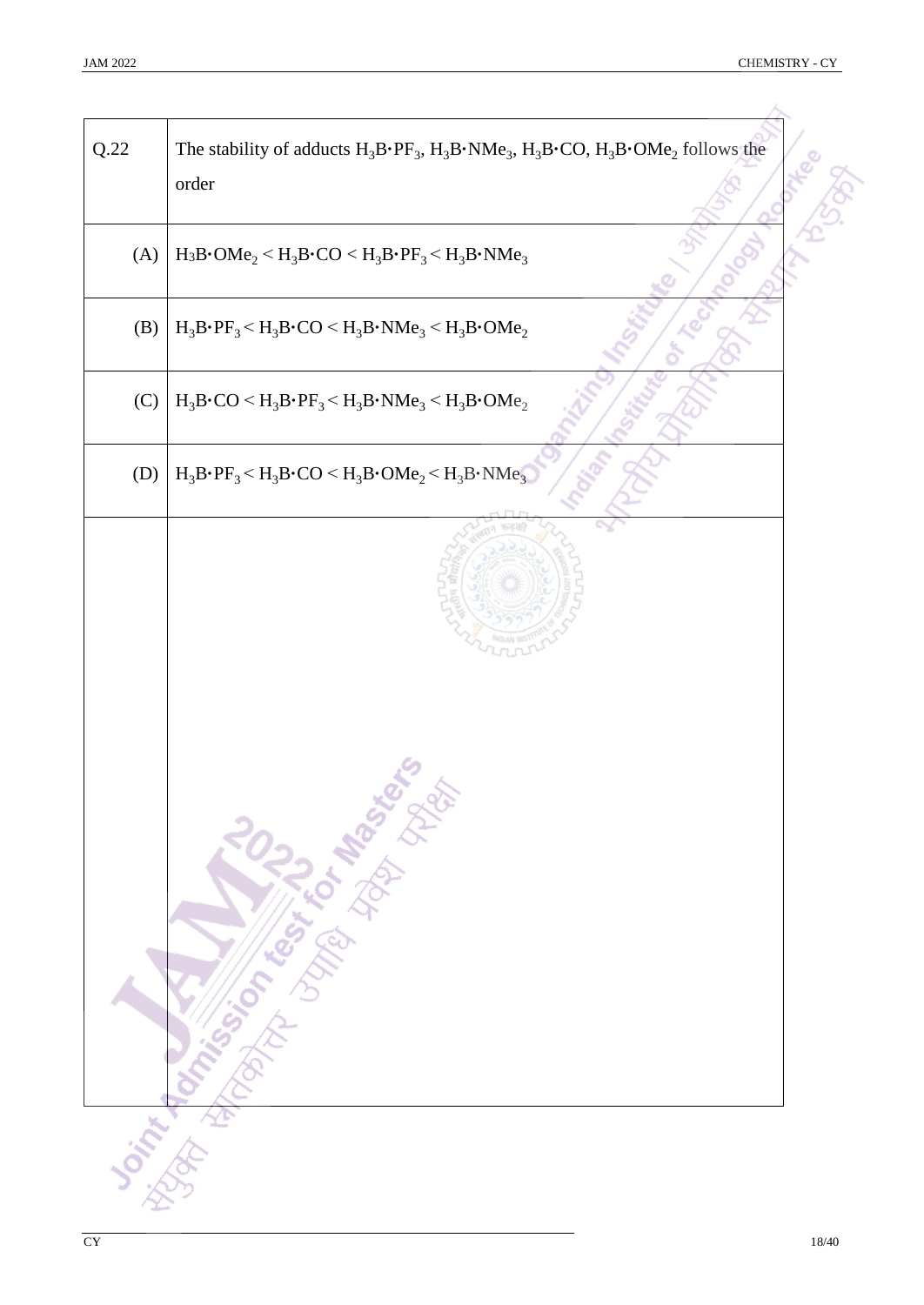| Q.22 | The stability of adducts $H_3B{\cdot}PF_3$, $H_3B{\cdot}NMe_3$, $H_3B{\cdot}CO$, $H_3B{\cdot}OMe_2$ follows the order |
| --- | --- |
| (A) | $H_3B{\cdot}OMe_2 < H_3B{\cdot}CO < H_3B{\cdot}PF_3 < H_3B{\cdot}NMe_3$ |
| (B) | $H_3B{\cdot}PF_3 < H_3B{\cdot}CO < H_3B{\cdot}NMe_3 < H_3B{\cdot}OMe_2$ |
| (C) | $H_3B{\cdot}CO < H_3B{\cdot}PF_3 < H_3B{\cdot}NMe_3 < H_3B{\cdot}OMe_2$ |
| (D) | $H_3B{\cdot}PF_3 < H_3B{\cdot}CO < H_3B{\cdot}OMe_2 < H_3B{\cdot}NMe_3$ |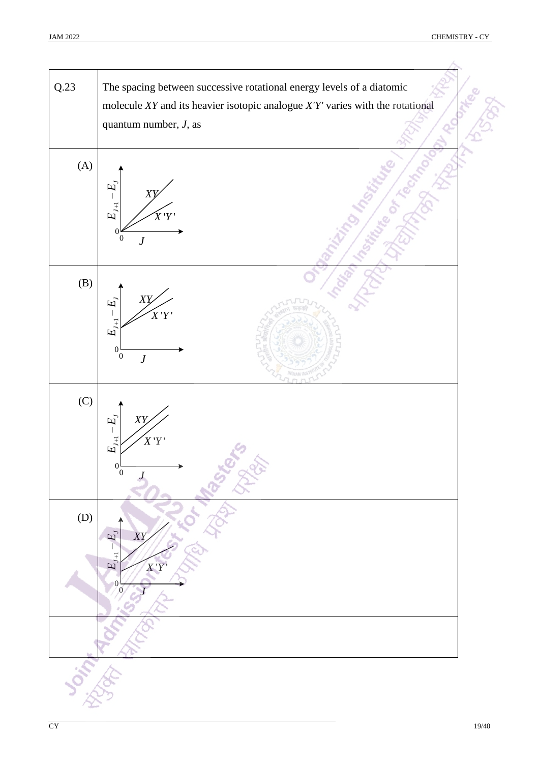**Q.23** The spacing between successive rotational energy levels of a diatomic molecule $XY$ and its heavier isotopic analogue $X'Y'$ varies with the rotational quantum number, $J$, as

(A) [Graph: $E_{J+1} - E_J$ vs $J$; both lines start from origin (0,0); $XY$ has steeper slope than $X'Y'$]

(B) [Graph: $E_{J+1} - E_J$ vs $J$; both lines start from the same non-zero intercept; $XY$ has steeper slope than $X'Y'$]

(C) [Graph: $E_{J+1} - E_J$ vs $J$; parallel lines; $XY$ above $X'Y'$]

(D) [Graph: $E_{J+1} - E_J$ vs $J$; $XY$ has higher intercept and steeper slope than $X'Y'$]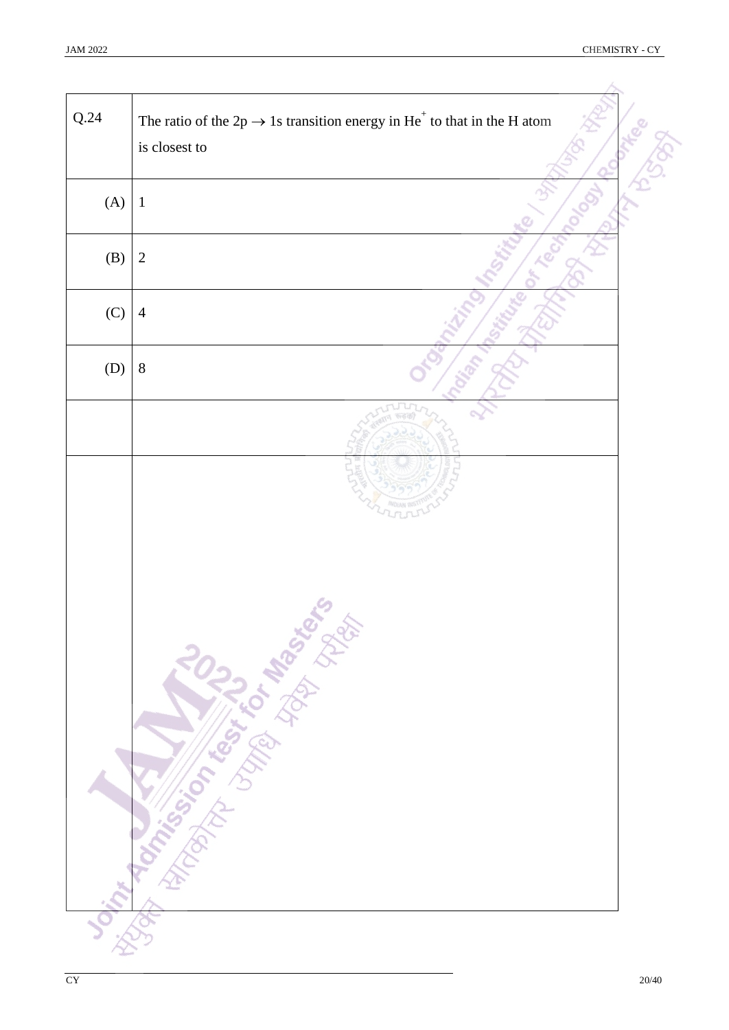**Q.24** The ratio of the $2p \rightarrow 1s$ transition energy in $He^+$ to that in the H atom is closest to

(A) 1

(B) 2

(C) 4

(D) 8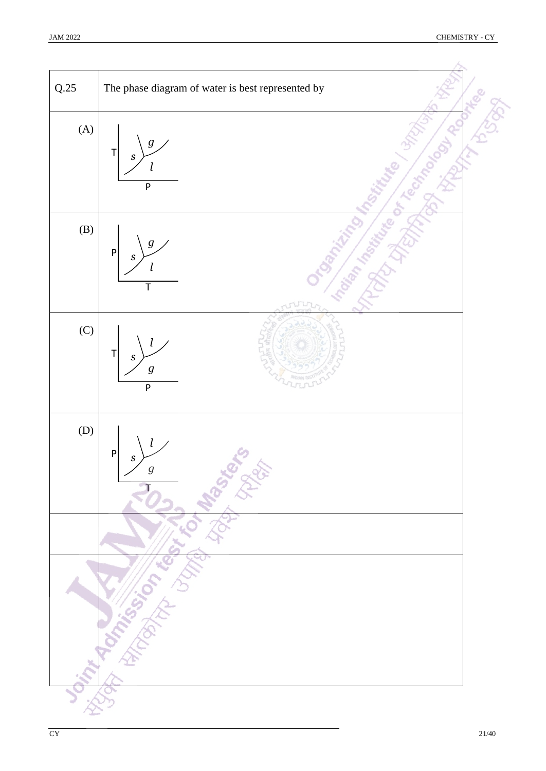| Q.25 | The phase diagram of water is best represented by |
| --- | --- |
| (A) | T (vertical axis), P (horizontal axis); regions: $s$, $g$, $l$ |
| (B) | P (vertical axis), T (horizontal axis); regions: $s$, $g$, $l$ |
| (C) | T (vertical axis), P (horizontal axis); regions: $s$, $l$, $g$ |
| (D) | P (vertical axis), T (horizontal axis); regions: $s$, $l$, $g$ |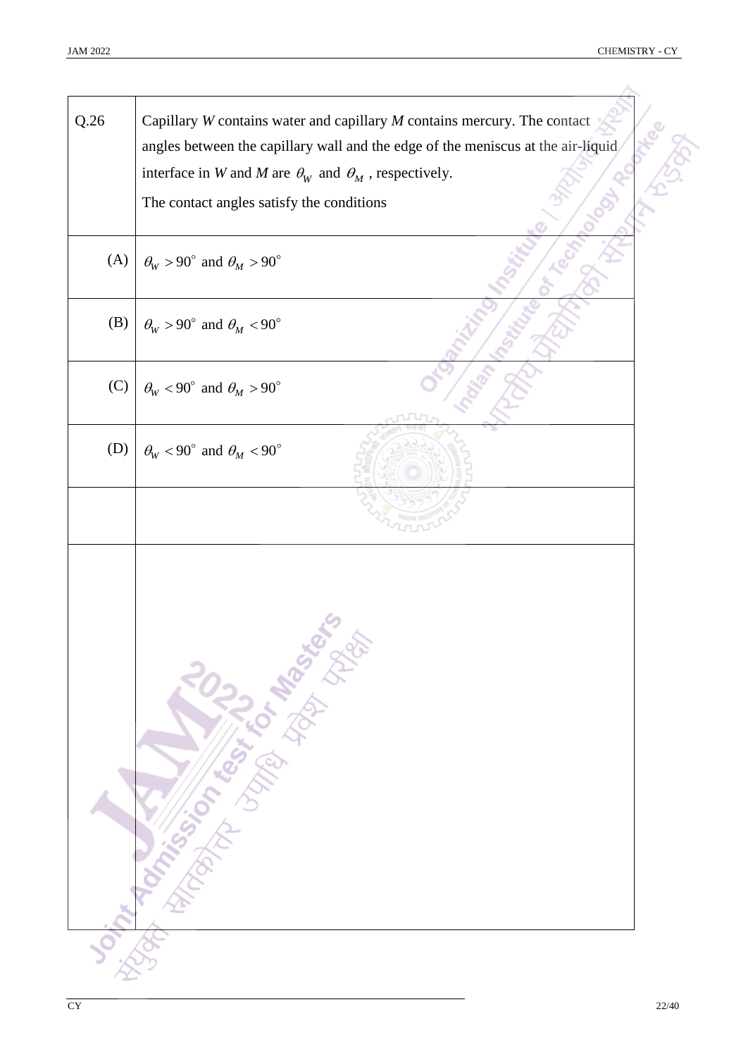Q.26 Capillary *W* contains water and capillary *M* contains mercury. The contact angles between the capillary wall and the edge of the meniscus at the air-liquid interface in *W* and *M* are $\theta_W$ and $\theta_M$, respectively.

The contact angles satisfy the conditions

(A) $\theta_W > 90^\circ$ and $\theta_M > 90^\circ$

(B) $\theta_W > 90^\circ$ and $\theta_M < 90^\circ$

(C) $\theta_W < 90^\circ$ and $\theta_M > 90^\circ$

(D) $\theta_W < 90^\circ$ and $\theta_M < 90^\circ$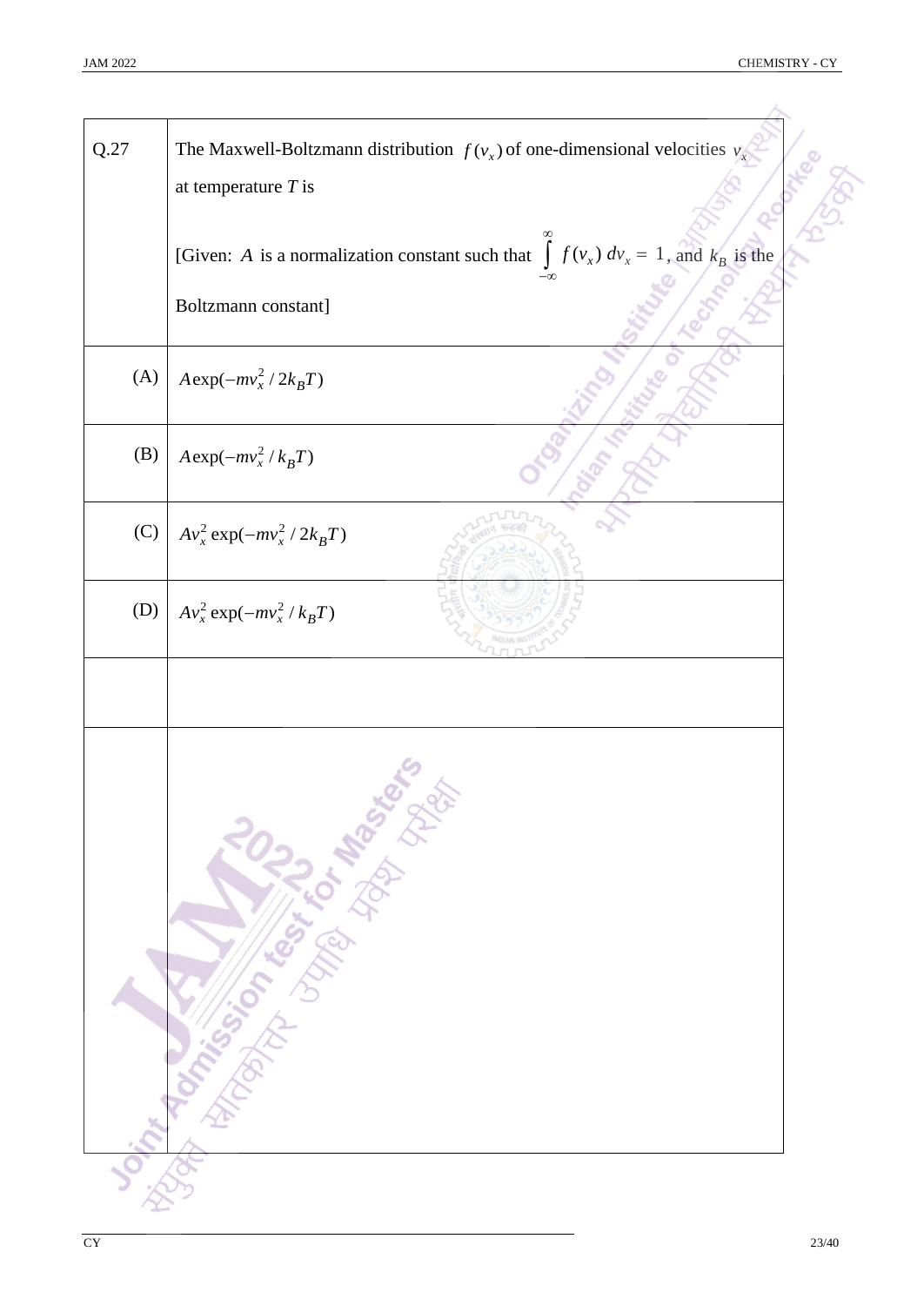| Q.27 | The Maxwell-Boltzmann distribution $f(v_x)$ of one-dimensional velocities $v_x$ at temperature $T$ is<br><br>[Given: $A$ is a normalization constant such that $\int_{-\infty}^{\infty} f(v_x)\, dv_x = 1$, and $k_B$ is the Boltzmann constant] |
|---|---|
| (A) | $A\exp(-mv_x^2 / 2k_BT)$ |
| (B) | $A\exp(-mv_x^2 / k_BT)$ |
| (C) | $Av_x^2 \exp(-mv_x^2 / 2k_BT)$ |
| (D) | $Av_x^2 \exp(-mv_x^2 / k_BT)$ |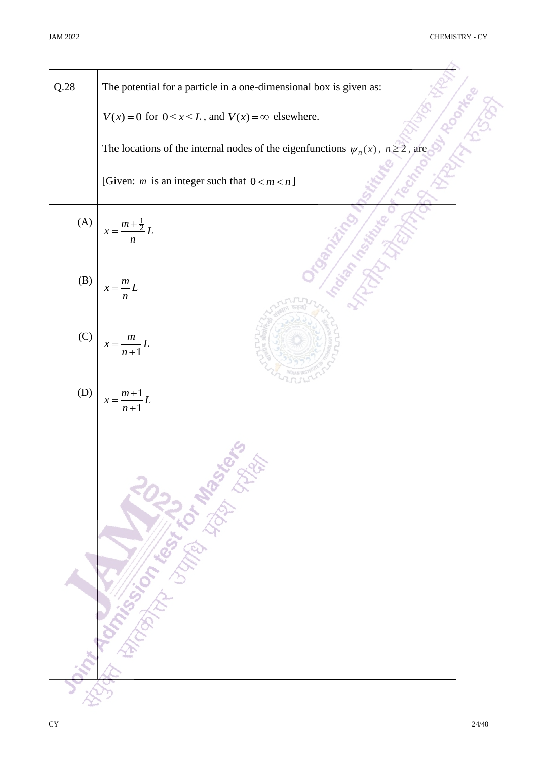Q.28 The potential for a particle in a one-dimensional box is given as:

$V(x) = 0$ for $0 \le x \le L$, and $V(x) = \infty$ elsewhere.

The locations of the internal nodes of the eigenfunctions $\psi_n(x)$, $n \ge 2$, are

[Given: $m$ is an integer such that $0 < m < n$]

(A) $x = \dfrac{m + \frac{1}{2}}{n} L$

(B) $x = \dfrac{m}{n} L$

(C) $x = \dfrac{m}{n+1} L$

(D) $x = \dfrac{m+1}{n+1} L$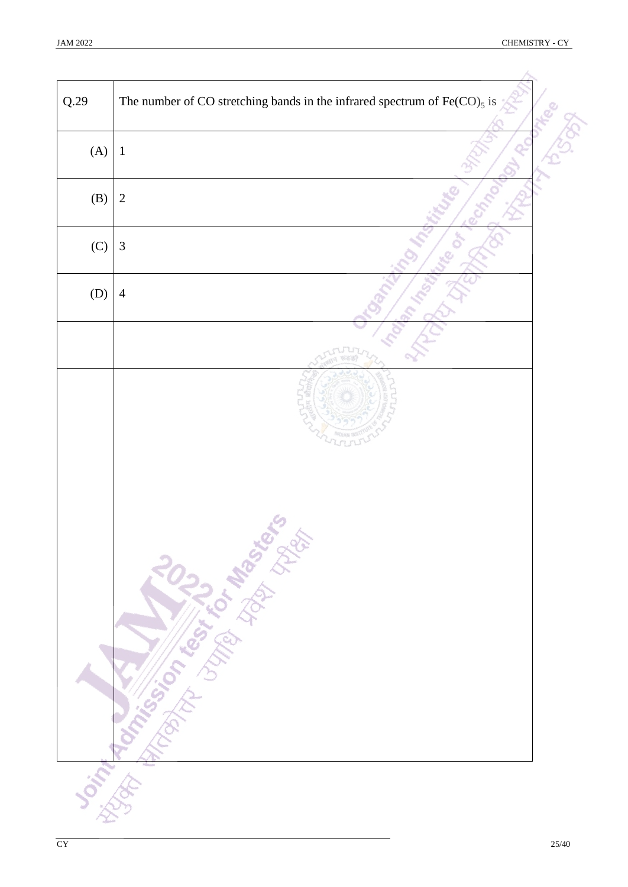| Q.29 | The number of CO stretching bands in the infrared spectrum of $Fe(CO)_5$ is |
|---|---|
| (A) | 1 |
| (B) | 2 |
| (C) | 3 |
| (D) | 4 |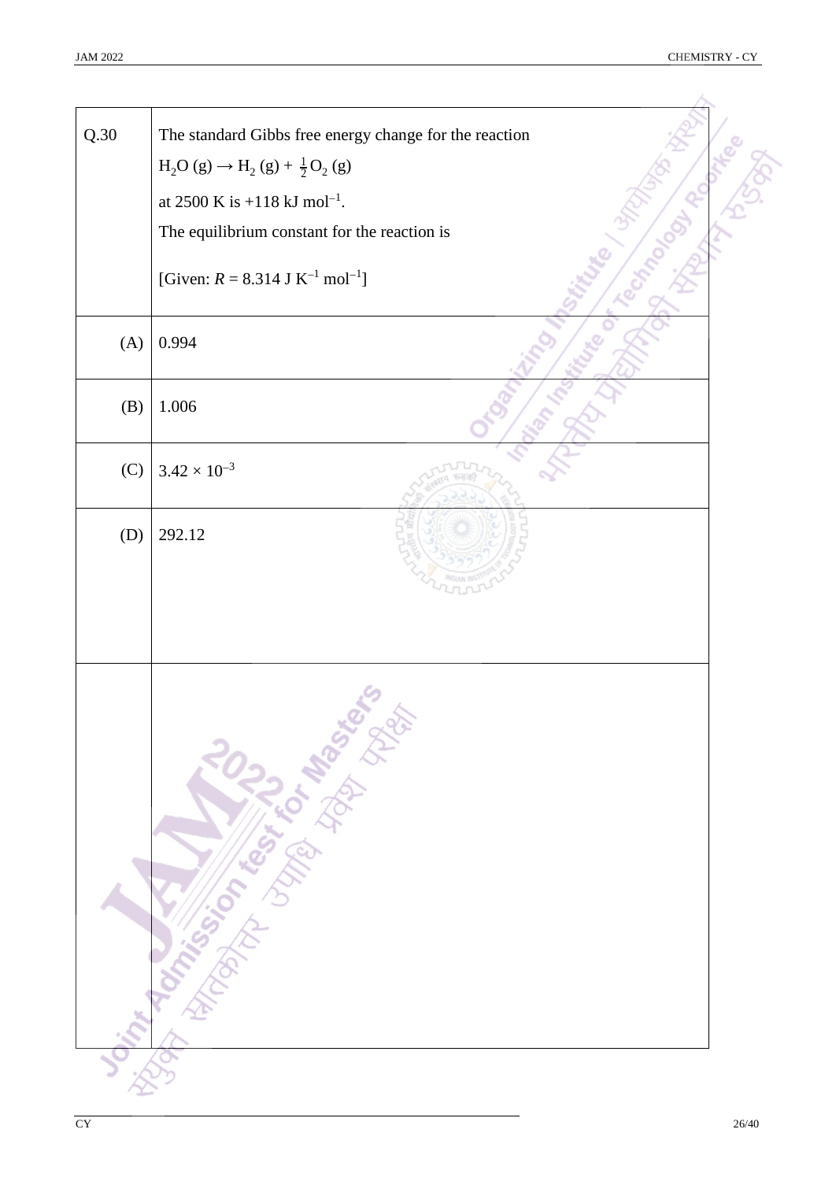Q.30 The standard Gibbs free energy change for the reaction

$H_2O\,(g) \rightarrow H_2\,(g) + \frac{1}{2}O_2\,(g)$

at 2500 K is +118 kJ mol$^{-1}$.

The equilibrium constant for the reaction is

[Given: $R = 8.314$ J K$^{-1}$ mol$^{-1}$]

(A) 0.994

(B) 1.006

(C) $3.42 \times 10^{-3}$

(D) 292.12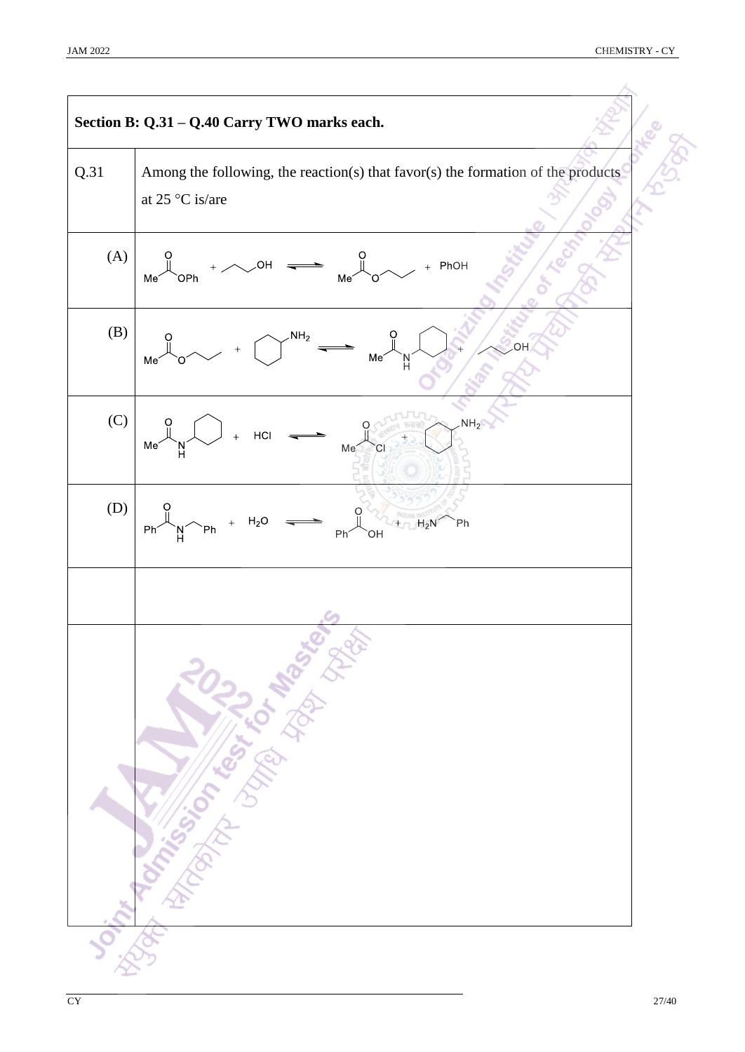**Section B: Q.31 – Q.40 Carry TWO marks each.**

| | |
|---|---|
| Q.31 | Among the following, the reaction(s) that favor(s) the formation of the products at 25 °C is/are |
| (A) | $MeCOOPh$ + $CH_3CH_2CH_2OH$ ⇌ $MeCOOCH_2CH_2CH_3$ + PhOH |
| (B) | $MeCOOCH_2CH_2CH_3$ + cyclohexylamine ($C_6H_{11}NH_2$) ⇌ $MeCONHC_6H_{11}$ + $CH_3CH_2CH_2OH$ |
| (C) | $MeCONHC_6H_{11}$ + HCl ⇌ $MeCOCl$ + cyclohexylamine ($C_6H_{11}NH_2$) |
| (D) | $PhCONHCH_2Ph$ + $H_2O$ ⇌ $PhCOOH$ + $H_2NCH_2Ph$ |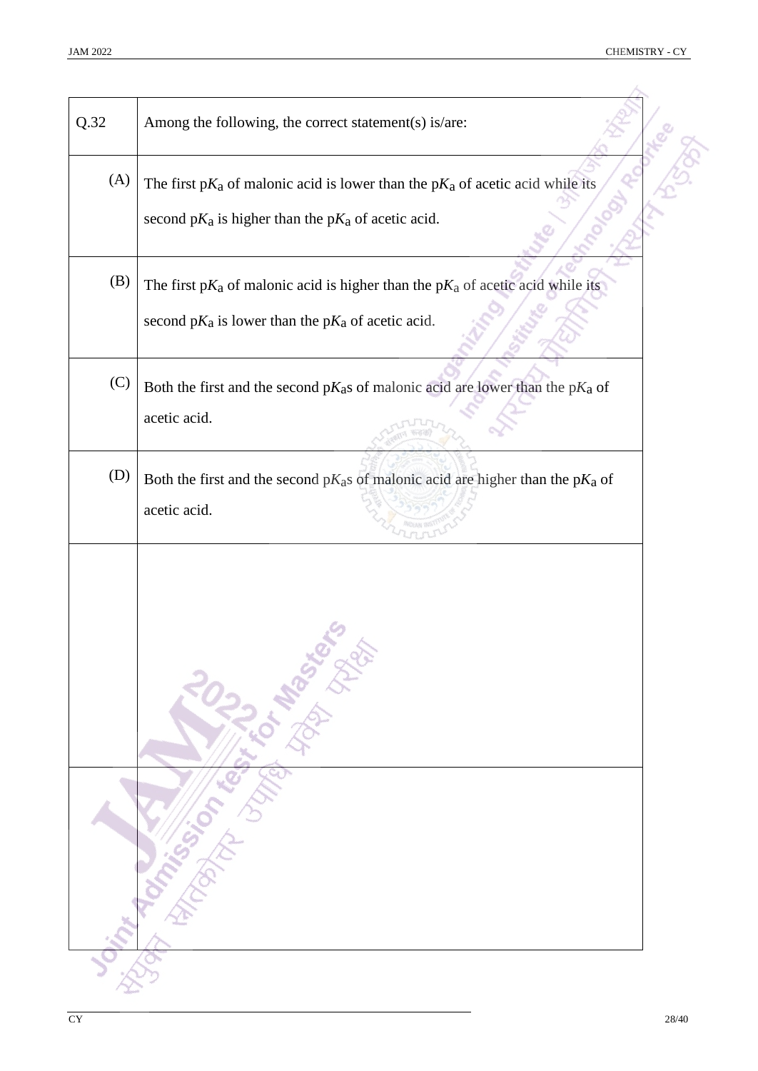| Q.32 | Among the following, the correct statement(s) is/are: |
| --- | --- |
| (A) | The first p$K_a$ of malonic acid is lower than the p$K_a$ of acetic acid while its second p$K_a$ is higher than the p$K_a$ of acetic acid. |
| (B) | The first p$K_a$ of malonic acid is higher than the p$K_a$ of acetic acid while its second p$K_a$ is lower than the p$K_a$ of acetic acid. |
| (C) | Both the first and the second p$K_a$s of malonic acid are lower than the p$K_a$ of acetic acid. |
| (D) | Both the first and the second p$K_a$s of malonic acid are higher than the p$K_a$ of acetic acid. |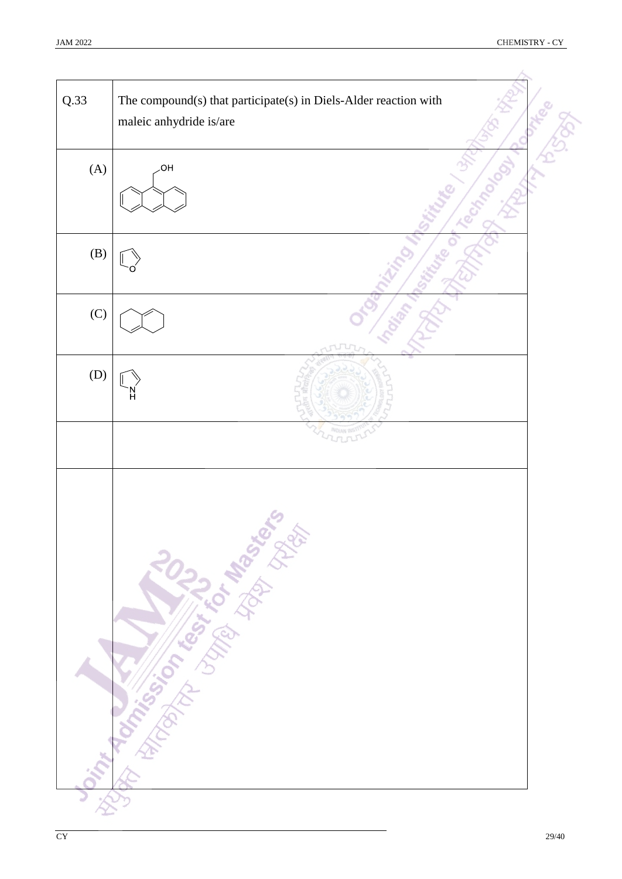| Q.33 | The compound(s) that participate(s) in Diels-Alder reaction with maleic anhydride is/are |
|---|---|
| (A) | OH |
| (B) | O |
| (C) | |
| (D) | N H |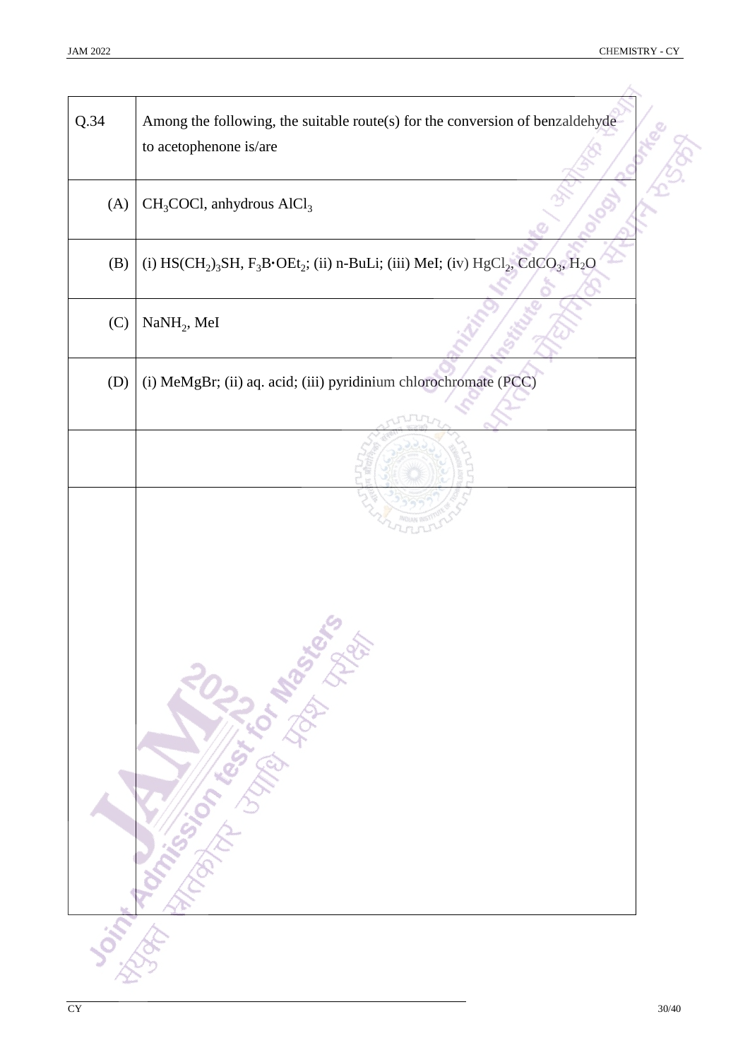| Q.34 | Among the following, the suitable route(s) for the conversion of benzaldehyde to acetophenone is/are |
|---|---|
| (A) | $CH_3COCl$, anhydrous $AlCl_3$ |
| (B) | (i) $HS(CH_2)_3SH$, $F_3B{\cdot}OEt_2$; (ii) n-BuLi; (iii) MeI; (iv) $HgCl_2$, $CdCO_3$, $H_2O$ |
| (C) | $NaNH_2$, MeI |
| (D) | (i) MeMgBr; (ii) aq. acid; (iii) pyridinium chlorochromate (PCC) |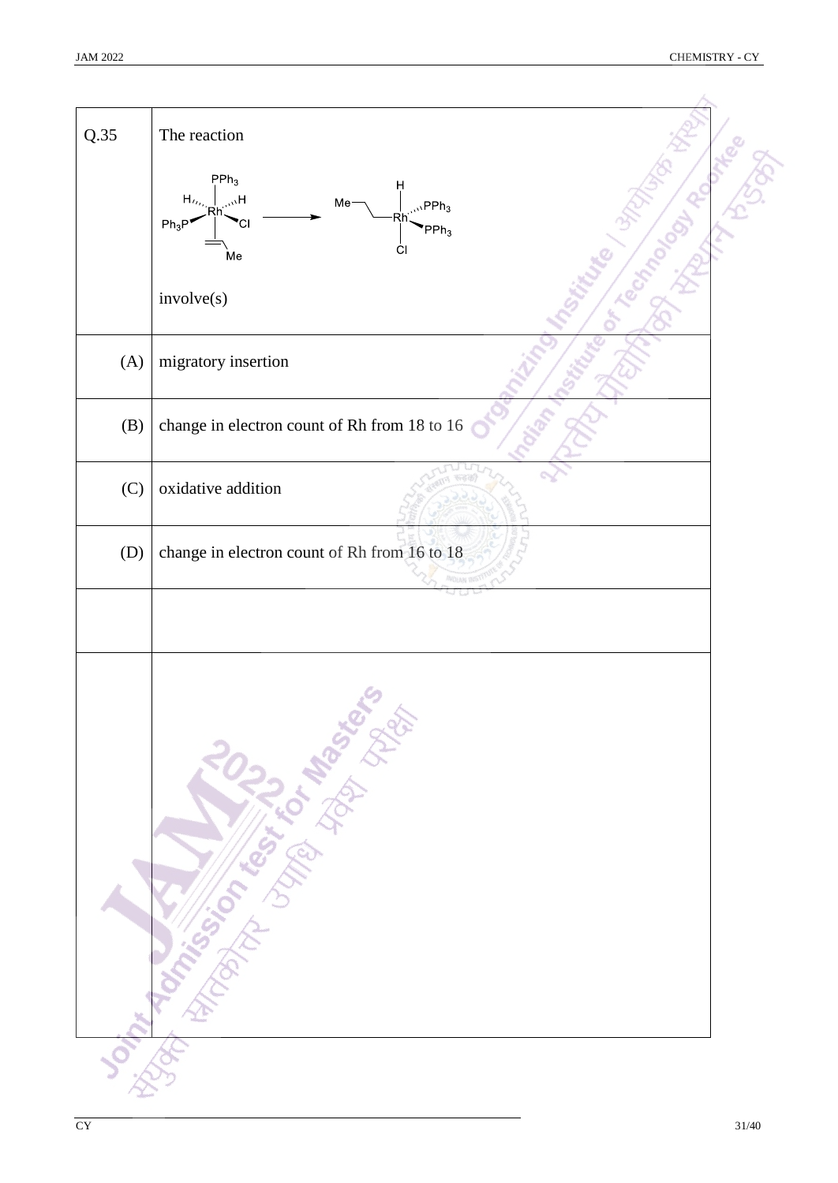**Q.35** The reaction

$$\text{Rh}(H)_2(PPh_3)_2(Cl)(\eta^2\text{-}CH_2{=}CHMe) \longrightarrow \text{Rh}(H)(CH_2CH_2CH_2Me)(PPh_3)_2(Cl)$$

involve(s)

(A) migratory insertion

(B) change in electron count of Rh from 18 to 16

(C) oxidative addition

(D) change in electron count of Rh from 16 to 18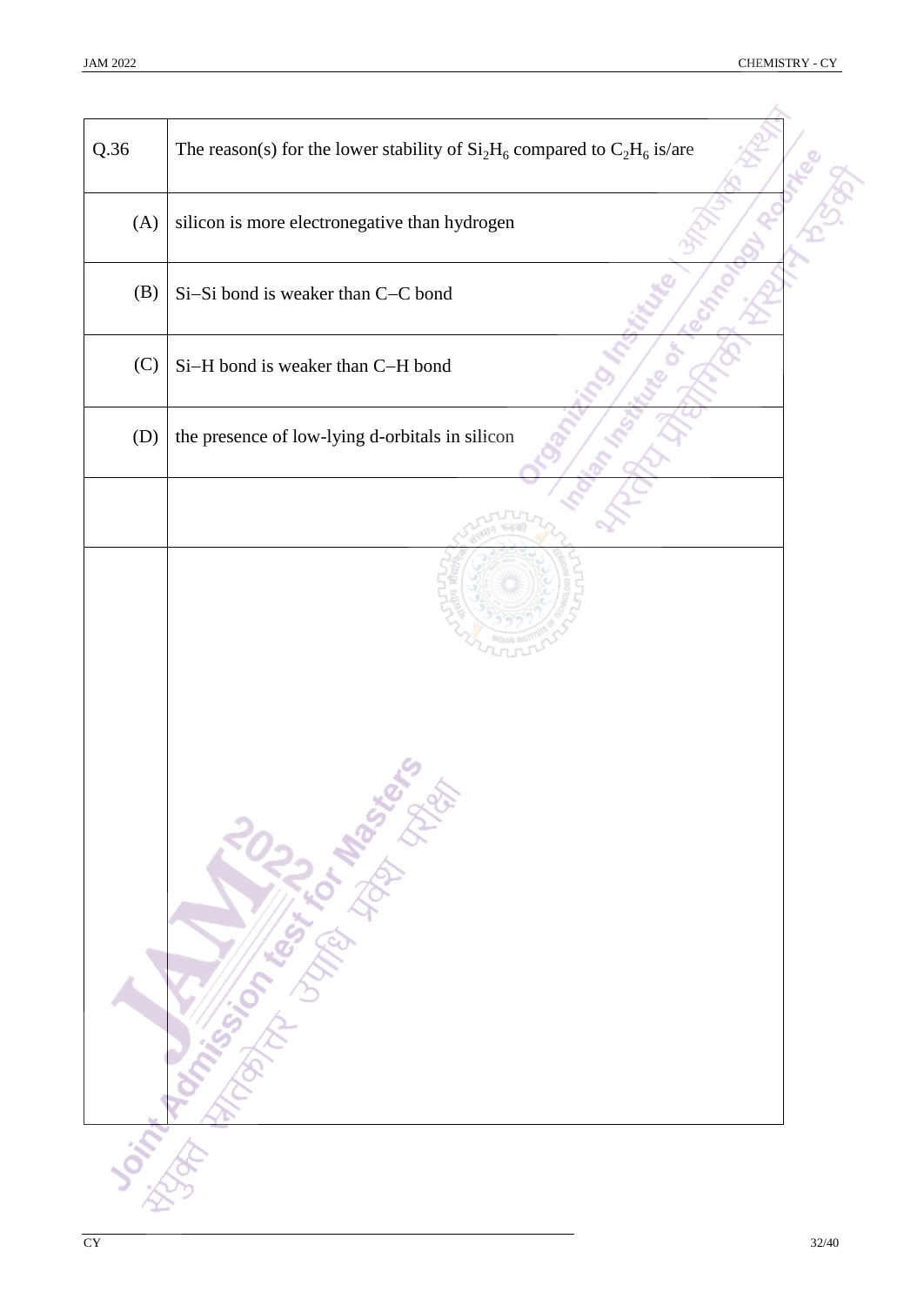| Q.36 | The reason(s) for the lower stability of $Si_2H_6$ compared to $C_2H_6$ is/are |
|---|---|
| (A) | silicon is more electronegative than hydrogen |
| (B) | Si–Si bond is weaker than C–C bond |
| (C) | Si–H bond is weaker than C–H bond |
| (D) | the presence of low-lying d-orbitals in silicon |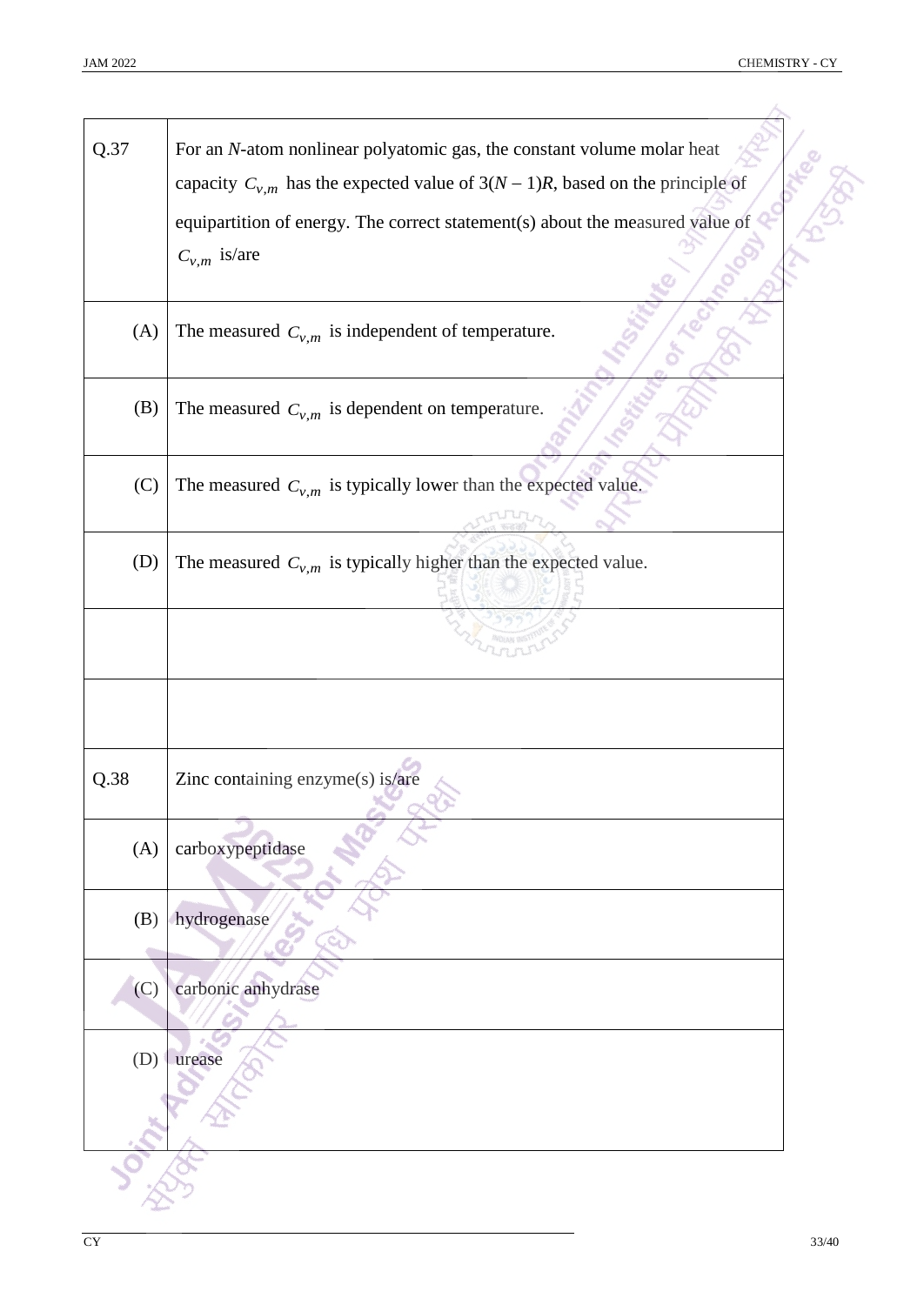| | |
|---|---|
| Q.37 | For an $N$-atom nonlinear polyatomic gas, the constant volume molar heat capacity $C_{v,m}$ has the expected value of $3(N - 1)R$, based on the principle of equipartition of energy. The correct statement(s) about the measured value of $C_{v,m}$ is/are |
| (A) | The measured $C_{v,m}$ is independent of temperature. |
| (B) | The measured $C_{v,m}$ is dependent on temperature. |
| (C) | The measured $C_{v,m}$ is typically lower than the expected value. |
| (D) | The measured $C_{v,m}$ is typically higher than the expected value. |

| | |
|---|---|
| Q.38 | Zinc containing enzyme(s) is/are |
| (A) | carboxypeptidase |
| (B) | hydrogenase |
| (C) | carbonic anhydrase |
| (D) | urease |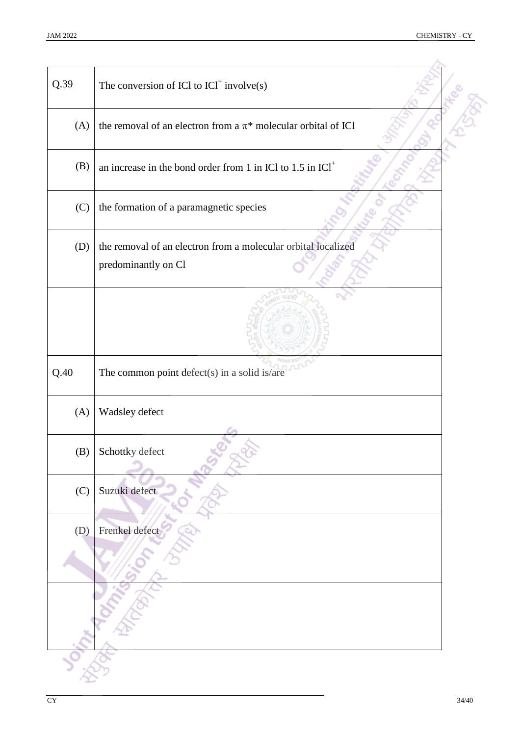| Q.39 | The conversion of ICl to $ICl^+$ involve(s) |
|---|---|
| (A) | the removal of an electron from a $\pi^*$ molecular orbital of ICl |
| (B) | an increase in the bond order from 1 in ICl to 1.5 in $ICl^+$ |
| (C) | the formation of a paramagnetic species |
| (D) | the removal of an electron from a molecular orbital localized predominantly on Cl |

| Q.40 | The common point defect(s) in a solid is/are |
|---|---|
| (A) | Wadsley defect |
| (B) | Schottky defect |
| (C) | Suzuki defect |
| (D) | Frenkel defect |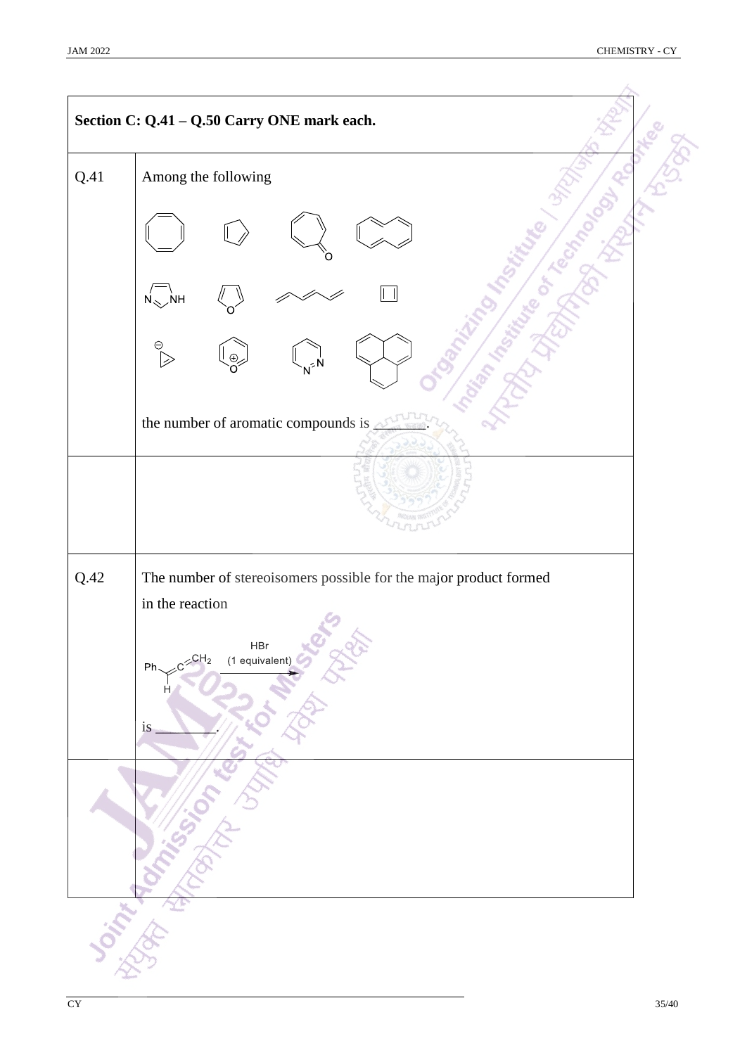## Section C: Q.41 – Q.50 Carry ONE mark each.

**Q.41** Among the following

the number of aromatic compounds is ________.

**Q.42** The number of stereoisomers possible for the major product formed in the reaction

$$Ph-CH=C=CH_2 \xrightarrow[\text{(1 equivalent)}]{\text{HBr}}$$

is ________.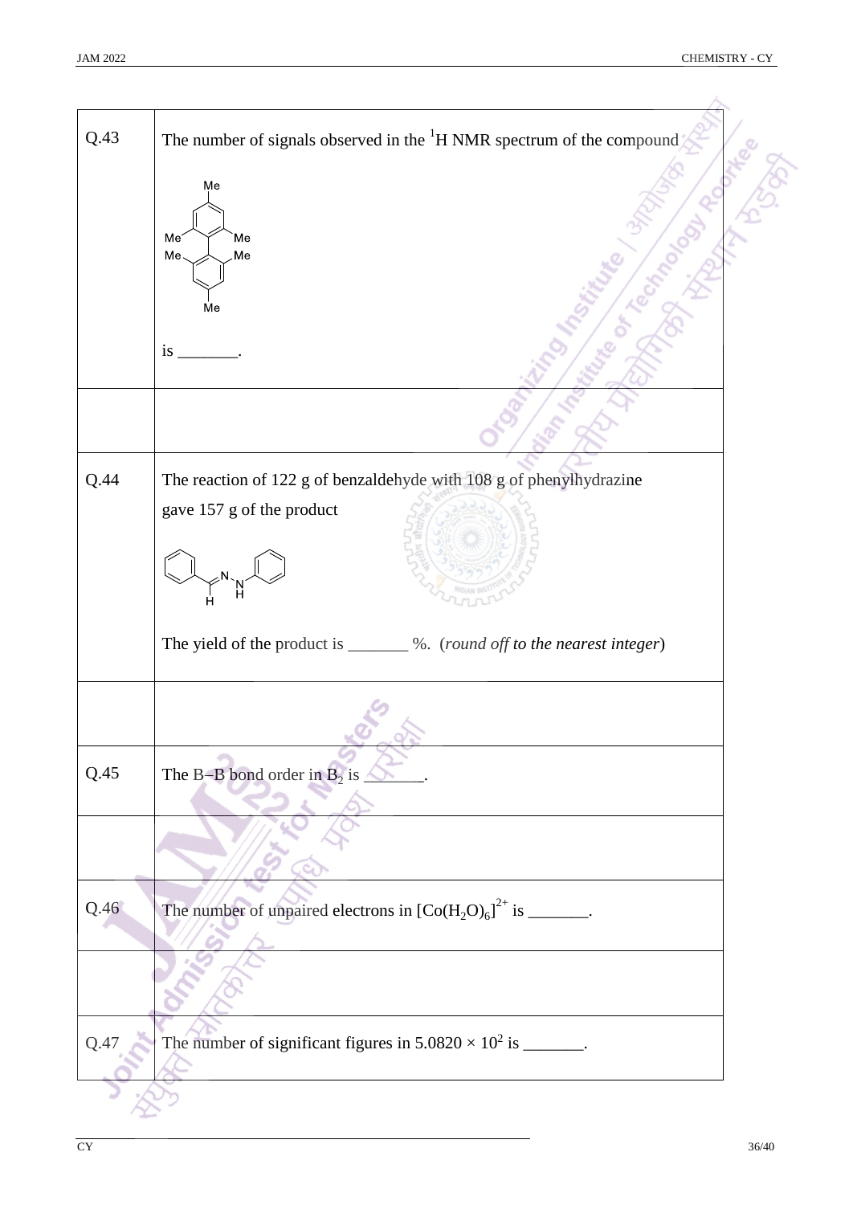| | |
|---|---|
| Q.43 | The number of signals observed in the $^1$H NMR spectrum of the compound (a biphenyl in which each ring bears Me groups at the 2-, 4- and 6-positions) is \_\_\_\_\_\_\_. |
| | |
| Q.44 | The reaction of 122 g of benzaldehyde with 108 g of phenylhydrazine gave 157 g of the product $C_6H_5CH{=}N{-}NH{-}C_6H_5$. The yield of the product is \_\_\_\_\_\_\_ %. (*round off to the nearest integer*) |
| | |
| Q.45 | The B–B bond order in $B_2$ is \_\_\_\_\_\_\_. |
| | |
| Q.46 | The number of unpaired electrons in $[Co(H_2O)_6]^{2+}$ is \_\_\_\_\_\_\_. |
| | |
| Q.47 | The number of significant figures in $5.0820 \times 10^2$ is \_\_\_\_\_\_\_. |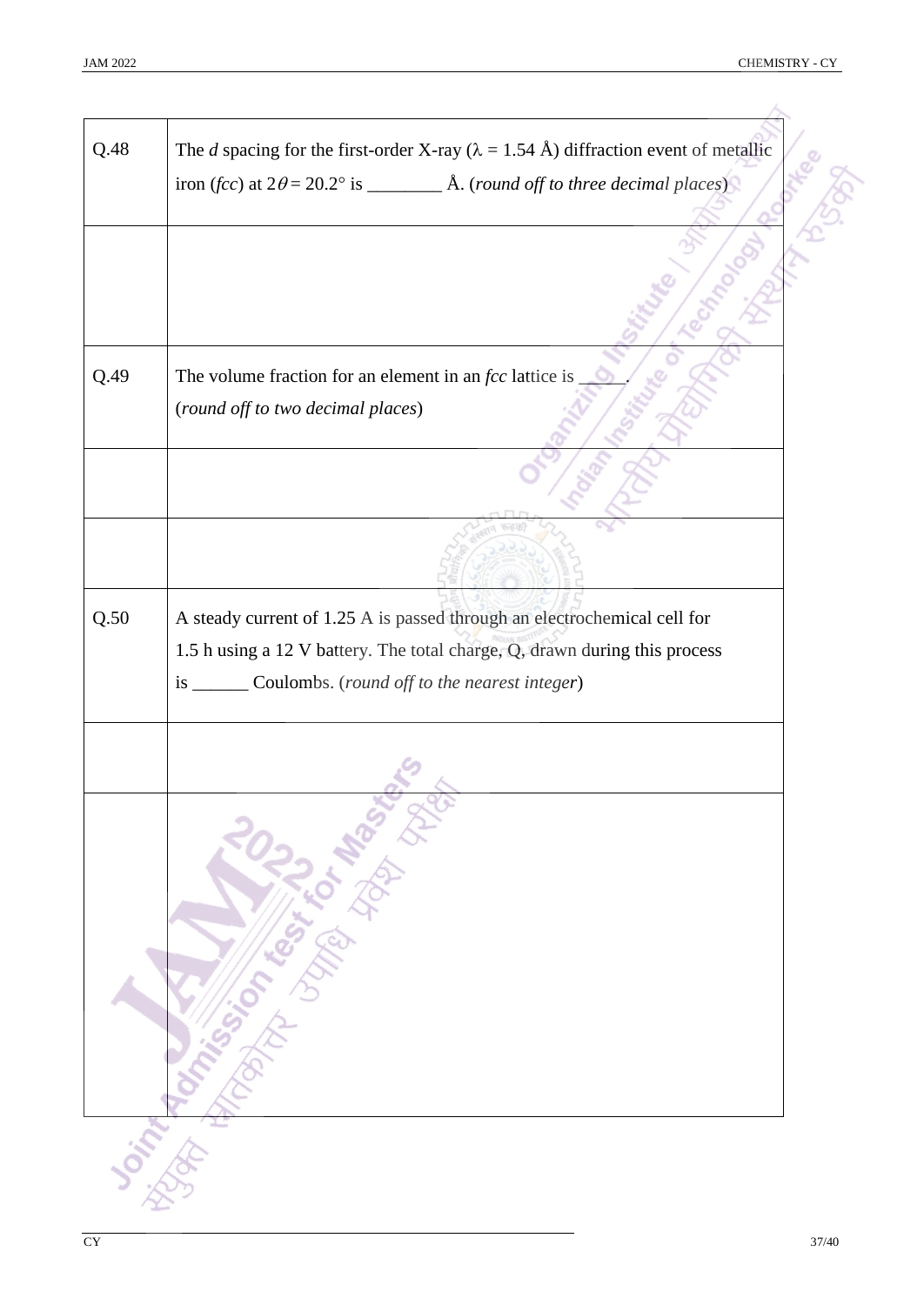| | |
|---|---|
| Q.48 | The $d$ spacing for the first-order X-ray ($\lambda$ = 1.54 Å) diffraction event of metallic iron (*fcc*) at $2\theta = 20.2°$ is ________ Å. (*round off to three decimal places*) |
| | |
| Q.49 | The volume fraction for an element in an *fcc* lattice is _____. (*round off to two decimal places*) |
| | |
| | |
| Q.50 | A steady current of 1.25 A is passed through an electrochemical cell for 1.5 h using a 12 V battery. The total charge, Q, drawn during this process is ______ Coulombs. (*round off to the nearest integer*) |
| | |
| | |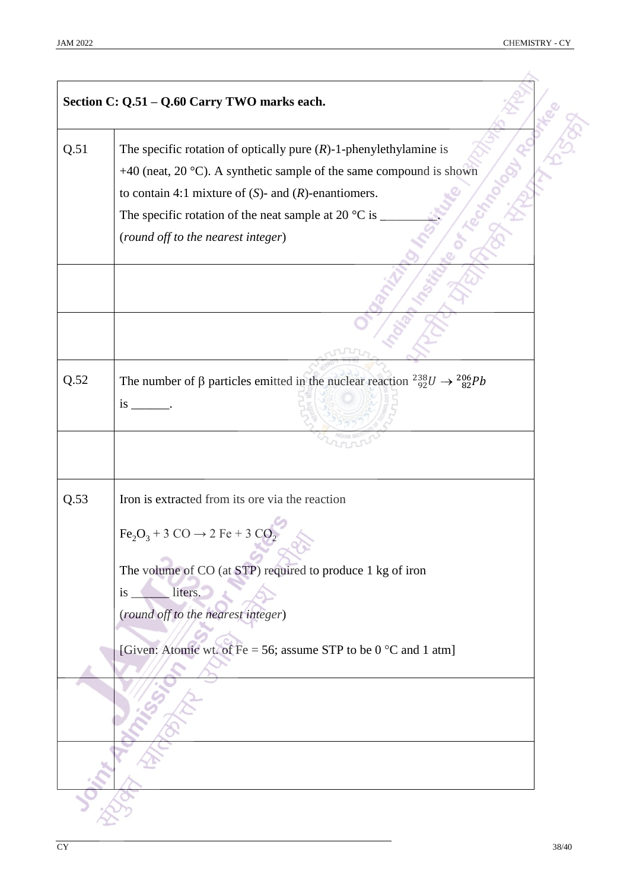**Section C: Q.51 – Q.60 Carry TWO marks each.**

| | |
|---|---|
| Q.51 | The specific rotation of optically pure (*R*)-1-phenylethylamine is +40 (neat, 20 °C). A synthetic sample of the same compound is shown to contain 4:1 mixture of (*S*)- and (*R*)-enantiomers. The specific rotation of the neat sample at 20 °C is _________. (*round off to the nearest integer*) |
| | |
| | |
| Q.52 | The number of β particles emitted in the nuclear reaction ${}^{238}_{92}U \rightarrow {}^{206}_{82}Pb$ is ______. |
| | |
| Q.53 | Iron is extracted from its ore via the reaction $Fe_2O_3 + 3\ CO \rightarrow 2\ Fe + 3\ CO_2$ The volume of CO (at STP) required to produce 1 kg of iron is ______ liters. (*round off to the nearest integer*) [Given: Atomic wt. of Fe = 56; assume STP to be 0 °C and 1 atm] |
| | |
| | |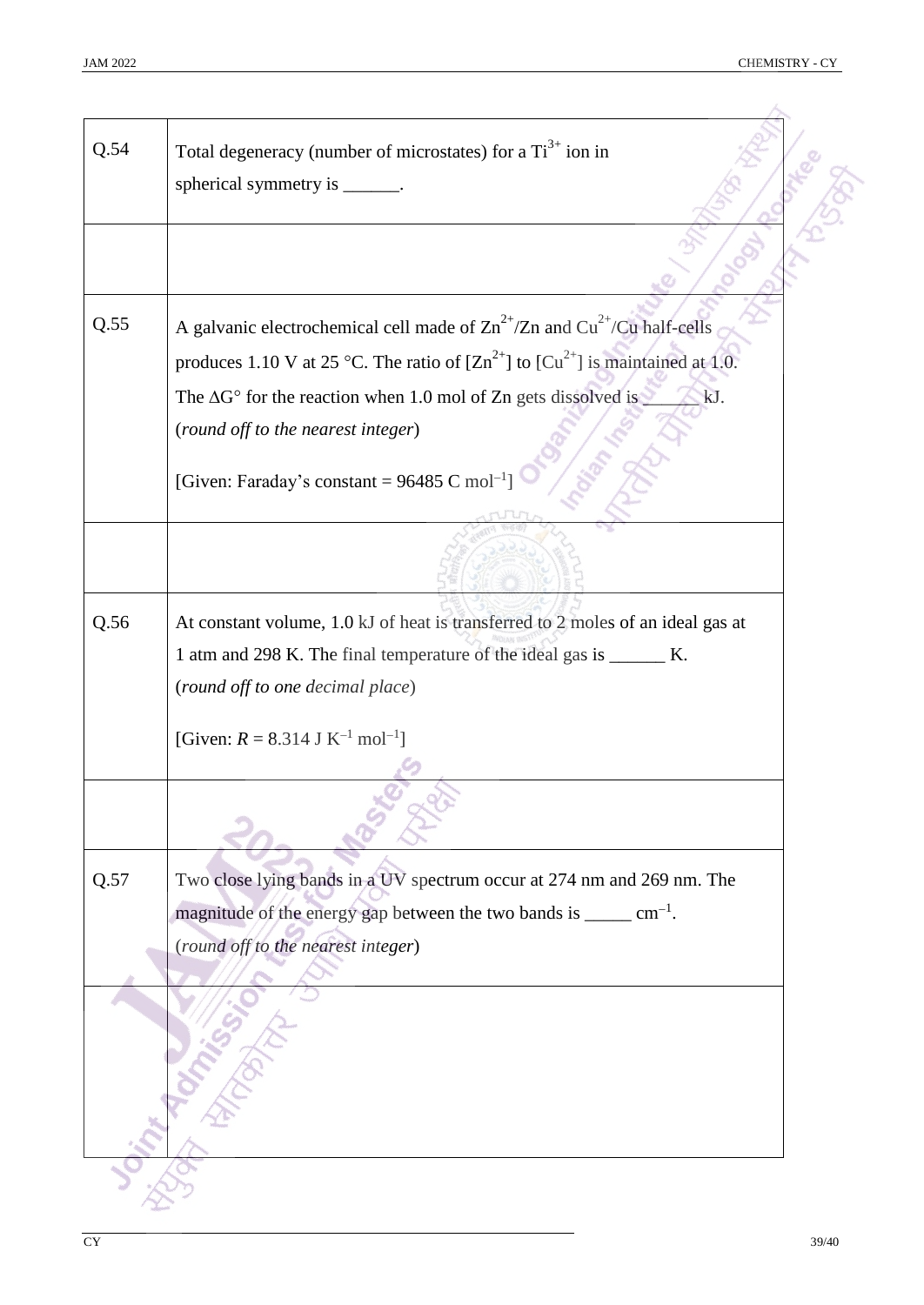| | |
|---|---|
| Q.54 | Total degeneracy (number of microstates) for a $Ti^{3+}$ ion in spherical symmetry is \_\_\_\_\_\_. |
| | |
| Q.55 | A galvanic electrochemical cell made of $Zn^{2+}$/Zn and $Cu^{2+}$/Cu half-cells produces 1.10 V at 25 °C. The ratio of [$Zn^{2+}$] to [$Cu^{2+}$] is maintained at 1.0. The $\Delta G°$ for the reaction when 1.0 mol of Zn gets dissolved is \_\_\_\_\_\_ kJ. (*round off to the nearest integer*)<br><br>[Given: Faraday's constant = 96485 C $mol^{-1}$] |
| | |
| Q.56 | At constant volume, 1.0 kJ of heat is transferred to 2 moles of an ideal gas at 1 atm and 298 K. The final temperature of the ideal gas is \_\_\_\_\_\_ K. (*round off to one decimal place*)<br><br>[Given: $R$ = 8.314 J $K^{-1}$ $mol^{-1}$] |
| | |
| Q.57 | Two close lying bands in a UV spectrum occur at 274 nm and 269 nm. The magnitude of the energy gap between the two bands is \_\_\_\_\_ $cm^{-1}$. (*round off to the nearest integer*) |
| | |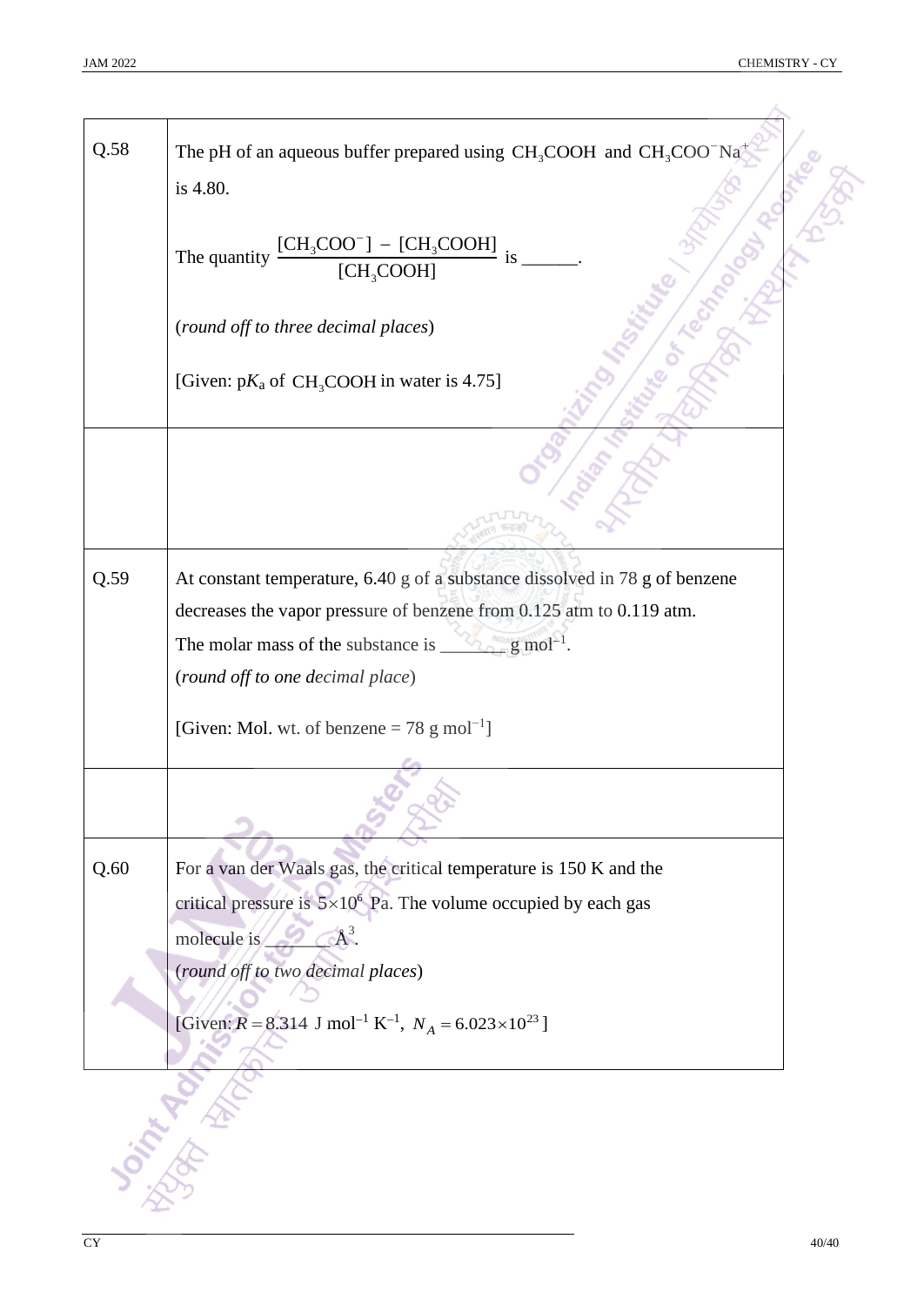**Q.58** The pH of an aqueous buffer prepared using $CH_3COOH$ and $CH_3COO^-Na^+$ is 4.80.

The quantity $\dfrac{[CH_3COO^-] - [CH_3COOH]}{[CH_3COOH]}$ is ______.

(*round off to three decimal places*)

[Given: p$K_a$ of $CH_3COOH$ in water is 4.75]

**Q.59** At constant temperature, 6.40 g of a substance dissolved in 78 g of benzene decreases the vapor pressure of benzene from 0.125 atm to 0.119 atm. The molar mass of the substance is _______ g mol$^{-1}$.

(*round off to one decimal place*)

[Given: Mol. wt. of benzene = 78 g mol$^{-1}$]

**Q.60** For a van der Waals gas, the critical temperature is 150 K and the critical pressure is $5 \times 10^6$ Pa. The volume occupied by each gas molecule is _______ Å$^3$.

(*round off to two decimal places*)

[Given: $R = 8.314$ J mol$^{-1}$ K$^{-1}$, $N_A = 6.023 \times 10^{23}$]